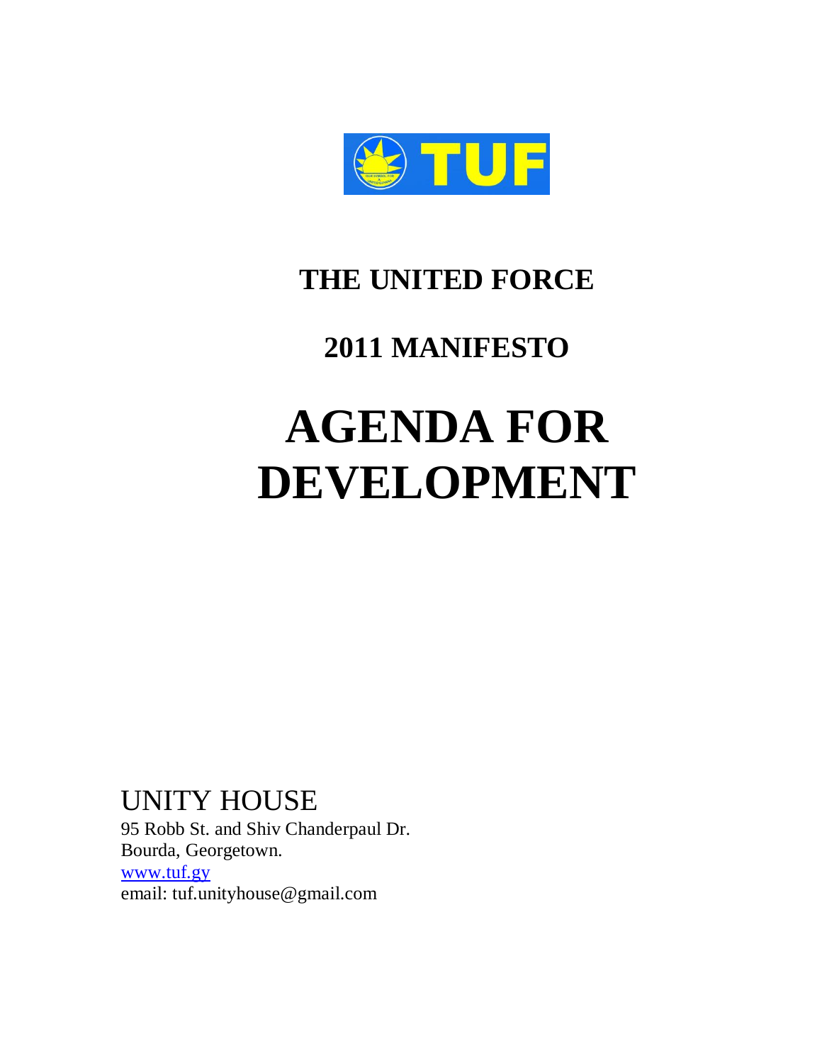TUF

# THE UNITED FORCE

## 2011 MANIFESTO

# AGENDA FOR DEVELOPMENT

UNITY HOUSE

95 Robb St. and Shiv Chanderpaul Dr.
Bourda, Georgetown.
www.tuf.gy
email: tuf.unityhouse@gmail.com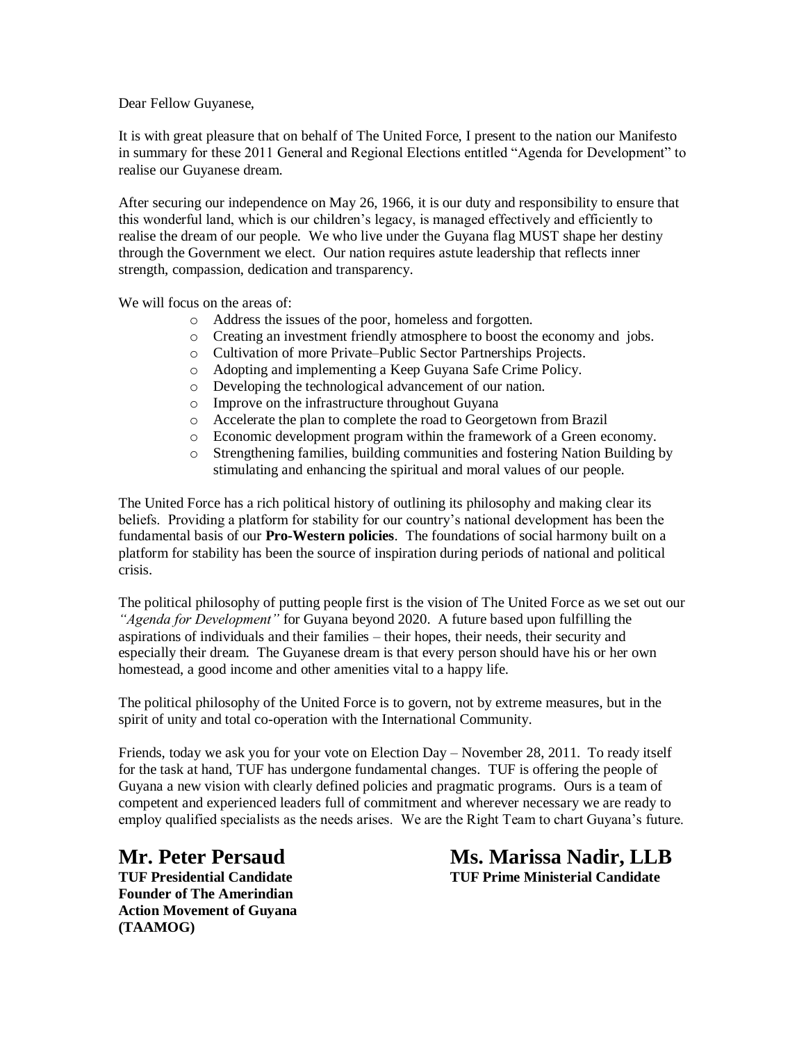Dear Fellow Guyanese,

It is with great pleasure that on behalf of The United Force, I present to the nation our Manifesto in summary for these 2011 General and Regional Elections entitled "Agenda for Development" to realise our Guyanese dream.

After securing our independence on May 26, 1966, it is our duty and responsibility to ensure that this wonderful land, which is our children's legacy, is managed effectively and efficiently to realise the dream of our people. We who live under the Guyana flag MUST shape her destiny through the Government we elect. Our nation requires astute leadership that reflects inner strength, compassion, dedication and transparency.

We will focus on the areas of:

- Address the issues of the poor, homeless and forgotten.
- Creating an investment friendly atmosphere to boost the economy and jobs.
- Cultivation of more Private–Public Sector Partnerships Projects.
- Adopting and implementing a Keep Guyana Safe Crime Policy.
- Developing the technological advancement of our nation.
- Improve on the infrastructure throughout Guyana
- Accelerate the plan to complete the road to Georgetown from Brazil
- Economic development program within the framework of a Green economy.
- Strengthening families, building communities and fostering Nation Building by stimulating and enhancing the spiritual and moral values of our people.

The United Force has a rich political history of outlining its philosophy and making clear its beliefs. Providing a platform for stability for our country's national development has been the fundamental basis of our **Pro-Western policies**. The foundations of social harmony built on a platform for stability has been the source of inspiration during periods of national and political crisis.

The political philosophy of putting people first is the vision of The United Force as we set out our *"Agenda for Development"* for Guyana beyond 2020. A future based upon fulfilling the aspirations of individuals and their families – their hopes, their needs, their security and especially their dream. The Guyanese dream is that every person should have his or her own homestead, a good income and other amenities vital to a happy life.

The political philosophy of the United Force is to govern, not by extreme measures, but in the spirit of unity and total co-operation with the International Community.

Friends, today we ask you for your vote on Election Day – November 28, 2011. To ready itself for the task at hand, TUF has undergone fundamental changes. TUF is offering the people of Guyana a new vision with clearly defined policies and pragmatic programs. Ours is a team of competent and experienced leaders full of commitment and wherever necessary we are ready to employ qualified specialists as the needs arises. We are the Right Team to chart Guyana's future.

**Mr. Peter Persaud**
**TUF Presidential Candidate**
**Founder of The Amerindian Action Movement of Guyana (TAAMOG)**

**Ms. Marissa Nadir, LLB**
**TUF Prime Ministerial Candidate**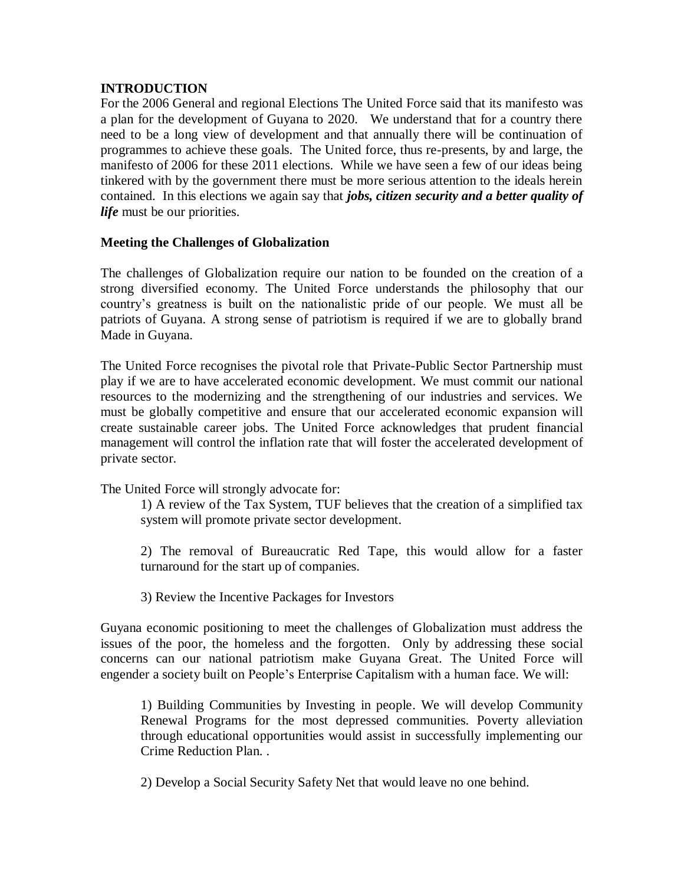## INTRODUCTION

For the 2006 General and regional Elections The United Force said that its manifesto was a plan for the development of Guyana to 2020. We understand that for a country there need to be a long view of development and that annually there will be continuation of programmes to achieve these goals. The United force, thus re-presents, by and large, the manifesto of 2006 for these 2011 elections. While we have seen a few of our ideas being tinkered with by the government there must be more serious attention to the ideals herein contained. In this elections we again say that ***jobs, citizen security and a better quality of life*** must be our priorities.

### Meeting the Challenges of Globalization

The challenges of Globalization require our nation to be founded on the creation of a strong diversified economy. The United Force understands the philosophy that our country's greatness is built on the nationalistic pride of our people. We must all be patriots of Guyana. A strong sense of patriotism is required if we are to globally brand Made in Guyana.

The United Force recognises the pivotal role that Private-Public Sector Partnership must play if we are to have accelerated economic development. We must commit our national resources to the modernizing and the strengthening of our industries and services. We must be globally competitive and ensure that our accelerated economic expansion will create sustainable career jobs. The United Force acknowledges that prudent financial management will control the inflation rate that will foster the accelerated development of private sector.

The United Force will strongly advocate for:

1) A review of the Tax System, TUF believes that the creation of a simplified tax system will promote private sector development.

2) The removal of Bureaucratic Red Tape, this would allow for a faster turnaround for the start up of companies.

3) Review the Incentive Packages for Investors

Guyana economic positioning to meet the challenges of Globalization must address the issues of the poor, the homeless and the forgotten. Only by addressing these social concerns can our national patriotism make Guyana Great. The United Force will engender a society built on People's Enterprise Capitalism with a human face. We will:

1) Building Communities by Investing in people. We will develop Community Renewal Programs for the most depressed communities. Poverty alleviation through educational opportunities would assist in successfully implementing our Crime Reduction Plan. .

2) Develop a Social Security Safety Net that would leave no one behind.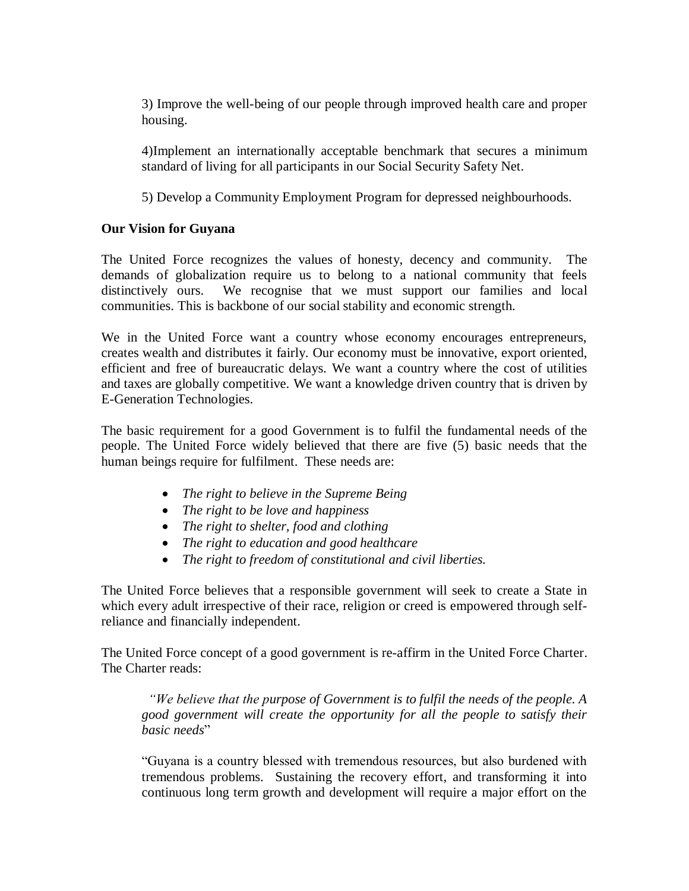3) Improve the well-being of our people through improved health care and proper housing.

4)Implement an internationally acceptable benchmark that secures a minimum standard of living for all participants in our Social Security Safety Net.

5) Develop a Community Employment Program for depressed neighbourhoods.

**Our Vision for Guyana**

The United Force recognizes the values of honesty, decency and community. The demands of globalization require us to belong to a national community that feels distinctively ours. We recognise that we must support our families and local communities. This is backbone of our social stability and economic strength.

We in the United Force want a country whose economy encourages entrepreneurs, creates wealth and distributes it fairly. Our economy must be innovative, export oriented, efficient and free of bureaucratic delays. We want a country where the cost of utilities and taxes are globally competitive. We want a knowledge driven country that is driven by E-Generation Technologies.

The basic requirement for a good Government is to fulfil the fundamental needs of the people. The United Force widely believed that there are five (5) basic needs that the human beings require for fulfilment. These needs are:

- *The right to believe in the Supreme Being*
- *The right to be love and happiness*
- *The right to shelter, food and clothing*
- *The right to education and good healthcare*
- *The right to freedom of constitutional and civil liberties.*

The United Force believes that a responsible government will seek to create a State in which every adult irrespective of their race, religion or creed is empowered through self-reliance and financially independent.

The United Force concept of a good government is re-affirm in the United Force Charter. The Charter reads:

> *"We believe that the purpose of Government is to fulfil the needs of the people. A good government will create the opportunity for all the people to satisfy their basic needs*"
>
> "Guyana is a country blessed with tremendous resources, but also burdened with tremendous problems. Sustaining the recovery effort, and transforming it into continuous long term growth and development will require a major effort on the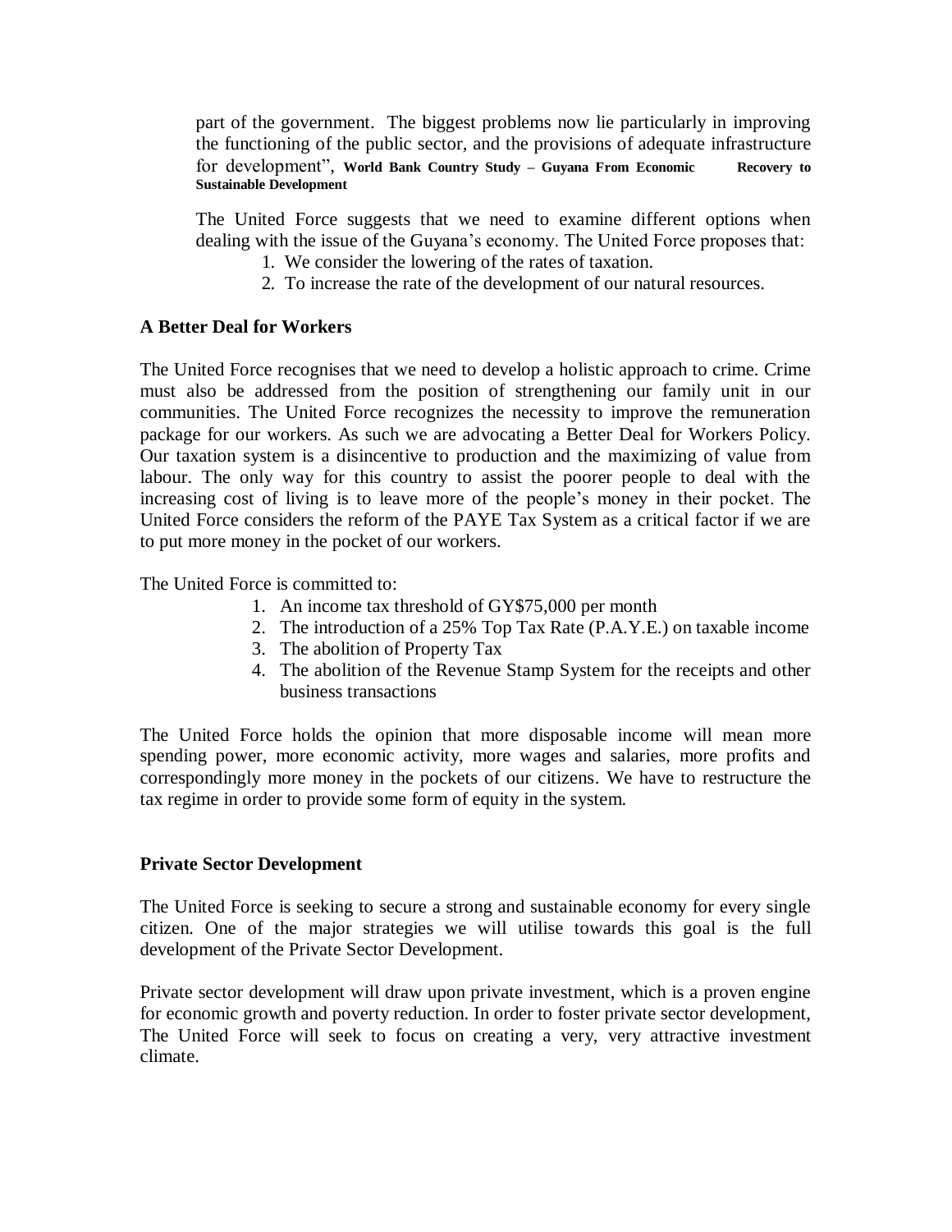part of the government. The biggest problems now lie particularly in improving the functioning of the public sector, and the provisions of adequate infrastructure for development", **World Bank Country Study – Guyana From Economic Recovery to Sustainable Development**

The United Force suggests that we need to examine different options when dealing with the issue of the Guyana's economy. The United Force proposes that:

1. We consider the lowering of the rates of taxation.
2. To increase the rate of the development of our natural resources.

### A Better Deal for Workers

The United Force recognises that we need to develop a holistic approach to crime. Crime must also be addressed from the position of strengthening our family unit in our communities. The United Force recognizes the necessity to improve the remuneration package for our workers. As such we are advocating a Better Deal for Workers Policy. Our taxation system is a disincentive to production and the maximizing of value from labour. The only way for this country to assist the poorer people to deal with the increasing cost of living is to leave more of the people's money in their pocket. The United Force considers the reform of the PAYE Tax System as a critical factor if we are to put more money in the pocket of our workers.

The United Force is committed to:

1. An income tax threshold of GY$75,000 per month
2. The introduction of a 25% Top Tax Rate (P.A.Y.E.) on taxable income
3. The abolition of Property Tax
4. The abolition of the Revenue Stamp System for the receipts and other business transactions

The United Force holds the opinion that more disposable income will mean more spending power, more economic activity, more wages and salaries, more profits and correspondingly more money in the pockets of our citizens. We have to restructure the tax regime in order to provide some form of equity in the system.

### Private Sector Development

The United Force is seeking to secure a strong and sustainable economy for every single citizen. One of the major strategies we will utilise towards this goal is the full development of the Private Sector Development.

Private sector development will draw upon private investment, which is a proven engine for economic growth and poverty reduction. In order to foster private sector development, The United Force will seek to focus on creating a very, very attractive investment climate.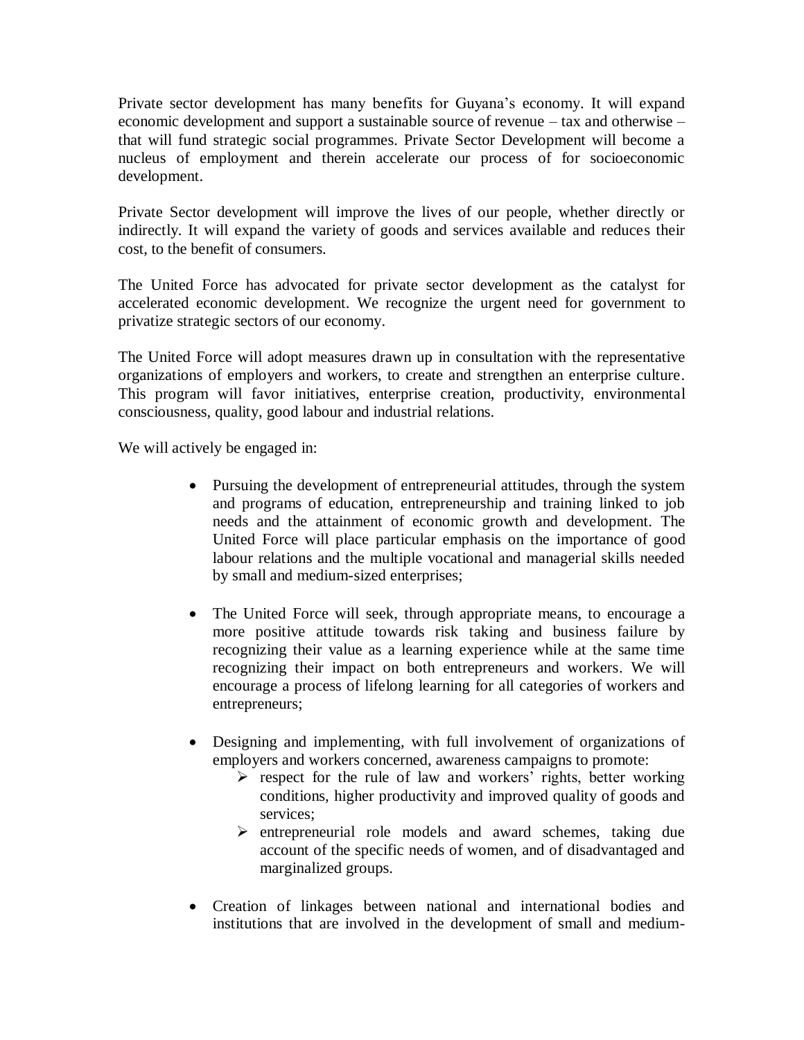Private sector development has many benefits for Guyana's economy. It will expand economic development and support a sustainable source of revenue – tax and otherwise – that will fund strategic social programmes. Private Sector Development will become a nucleus of employment and therein accelerate our process of for socioeconomic development.

Private Sector development will improve the lives of our people, whether directly or indirectly. It will expand the variety of goods and services available and reduces their cost, to the benefit of consumers.

The United Force has advocated for private sector development as the catalyst for accelerated economic development. We recognize the urgent need for government to privatize strategic sectors of our economy.

The United Force will adopt measures drawn up in consultation with the representative organizations of employers and workers, to create and strengthen an enterprise culture. This program will favor initiatives, enterprise creation, productivity, environmental consciousness, quality, good labour and industrial relations.

We will actively be engaged in:

- Pursuing the development of entrepreneurial attitudes, through the system and programs of education, entrepreneurship and training linked to job needs and the attainment of economic growth and development. The United Force will place particular emphasis on the importance of good labour relations and the multiple vocational and managerial skills needed by small and medium-sized enterprises;

- The United Force will seek, through appropriate means, to encourage a more positive attitude towards risk taking and business failure by recognizing their value as a learning experience while at the same time recognizing their impact on both entrepreneurs and workers. We will encourage a process of lifelong learning for all categories of workers and entrepreneurs;

- Designing and implementing, with full involvement of organizations of employers and workers concerned, awareness campaigns to promote:
  - respect for the rule of law and workers' rights, better working conditions, higher productivity and improved quality of goods and services;
  - entrepreneurial role models and award schemes, taking due account of the specific needs of women, and of disadvantaged and marginalized groups.

- Creation of linkages between national and international bodies and institutions that are involved in the development of small and medium-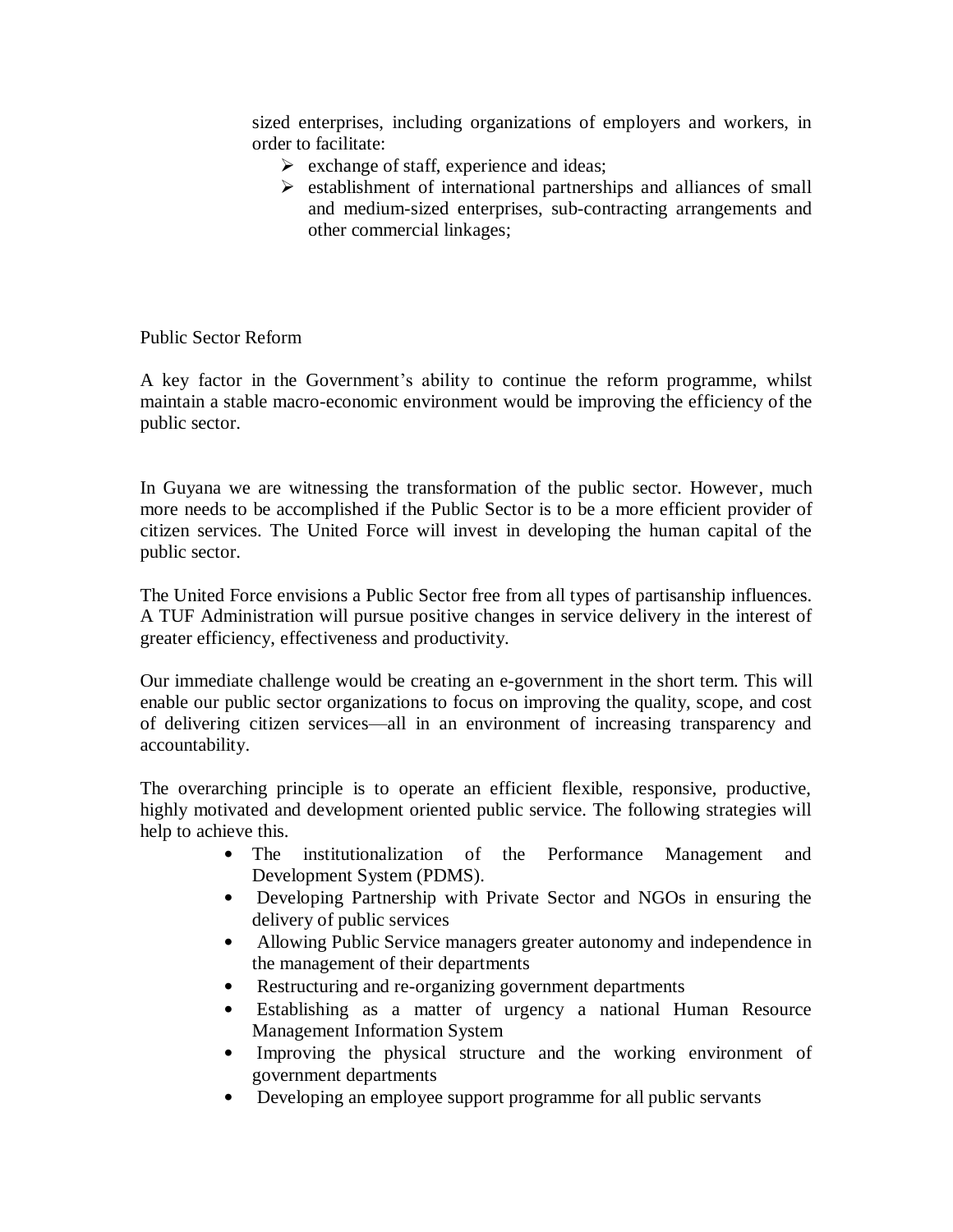sized enterprises, including organizations of employers and workers, in order to facilitate:

- exchange of staff, experience and ideas;
- establishment of international partnerships and alliances of small and medium-sized enterprises, sub-contracting arrangements and other commercial linkages;

## Public Sector Reform

A key factor in the Government's ability to continue the reform programme, whilst maintain a stable macro-economic environment would be improving the efficiency of the public sector.

In Guyana we are witnessing the transformation of the public sector. However, much more needs to be accomplished if the Public Sector is to be a more efficient provider of citizen services. The United Force will invest in developing the human capital of the public sector.

The United Force envisions a Public Sector free from all types of partisanship influences. A TUF Administration will pursue positive changes in service delivery in the interest of greater efficiency, effectiveness and productivity.

Our immediate challenge would be creating an e-government in the short term. This will enable our public sector organizations to focus on improving the quality, scope, and cost of delivering citizen services—all in an environment of increasing transparency and accountability.

The overarching principle is to operate an efficient flexible, responsive, productive, highly motivated and development oriented public service. The following strategies will help to achieve this.

- The institutionalization of the Performance Management and Development System (PDMS).
- Developing Partnership with Private Sector and NGOs in ensuring the delivery of public services
- Allowing Public Service managers greater autonomy and independence in the management of their departments
- Restructuring and re-organizing government departments
- Establishing as a matter of urgency a national Human Resource Management Information System
- Improving the physical structure and the working environment of government departments
- Developing an employee support programme for all public servants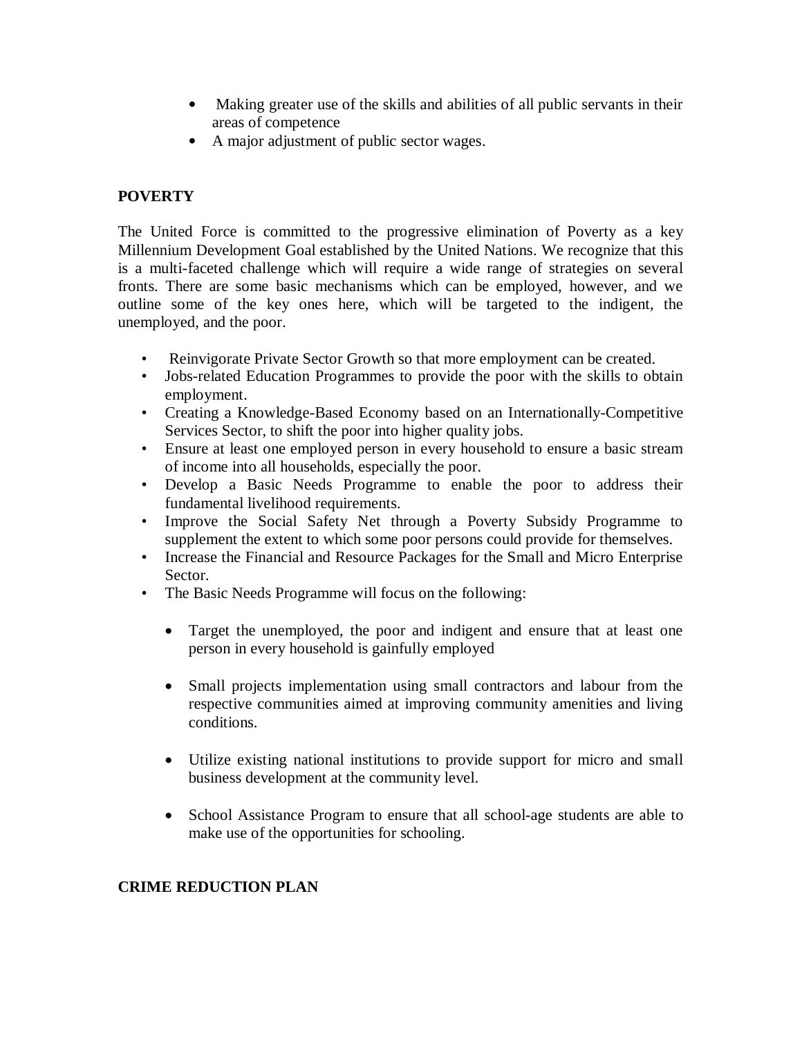- Making greater use of the skills and abilities of all public servants in their areas of competence
- A major adjustment of public sector wages.

## POVERTY

The United Force is committed to the progressive elimination of Poverty as a key Millennium Development Goal established by the United Nations. We recognize that this is a multi-faceted challenge which will require a wide range of strategies on several fronts. There are some basic mechanisms which can be employed, however, and we outline some of the key ones here, which will be targeted to the indigent, the unemployed, and the poor.

- Reinvigorate Private Sector Growth so that more employment can be created.
- Jobs-related Education Programmes to provide the poor with the skills to obtain employment.
- Creating a Knowledge-Based Economy based on an Internationally-Competitive Services Sector, to shift the poor into higher quality jobs.
- Ensure at least one employed person in every household to ensure a basic stream of income into all households, especially the poor.
- Develop a Basic Needs Programme to enable the poor to address their fundamental livelihood requirements.
- Improve the Social Safety Net through a Poverty Subsidy Programme to supplement the extent to which some poor persons could provide for themselves.
- Increase the Financial and Resource Packages for the Small and Micro Enterprise Sector.
- The Basic Needs Programme will focus on the following:
  - Target the unemployed, the poor and indigent and ensure that at least one person in every household is gainfully employed
  - Small projects implementation using small contractors and labour from the respective communities aimed at improving community amenities and living conditions.
  - Utilize existing national institutions to provide support for micro and small business development at the community level.
  - School Assistance Program to ensure that all school-age students are able to make use of the opportunities for schooling.

## CRIME REDUCTION PLAN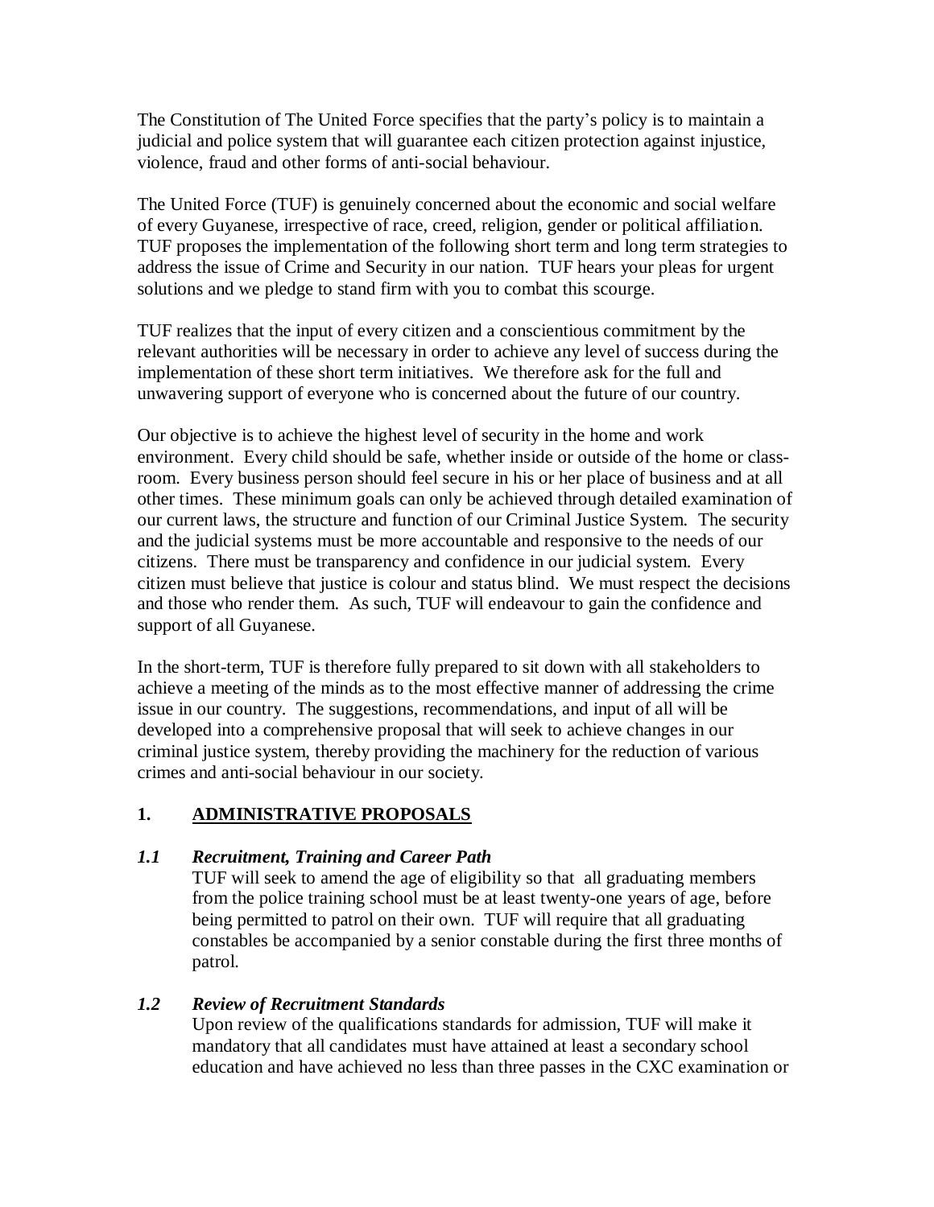The Constitution of The United Force specifies that the party's policy is to maintain a judicial and police system that will guarantee each citizen protection against injustice, violence, fraud and other forms of anti-social behaviour.

The United Force (TUF) is genuinely concerned about the economic and social welfare of every Guyanese, irrespective of race, creed, religion, gender or political affiliation. TUF proposes the implementation of the following short term and long term strategies to address the issue of Crime and Security in our nation. TUF hears your pleas for urgent solutions and we pledge to stand firm with you to combat this scourge.

TUF realizes that the input of every citizen and a conscientious commitment by the relevant authorities will be necessary in order to achieve any level of success during the implementation of these short term initiatives. We therefore ask for the full and unwavering support of everyone who is concerned about the future of our country.

Our objective is to achieve the highest level of security in the home and work environment. Every child should be safe, whether inside or outside of the home or class-room. Every business person should feel secure in his or her place of business and at all other times. These minimum goals can only be achieved through detailed examination of our current laws, the structure and function of our Criminal Justice System. The security and the judicial systems must be more accountable and responsive to the needs of our citizens. There must be transparency and confidence in our judicial system. Every citizen must believe that justice is colour and status blind. We must respect the decisions and those who render them. As such, TUF will endeavour to gain the confidence and support of all Guyanese.

In the short-term, TUF is therefore fully prepared to sit down with all stakeholders to achieve a meeting of the minds as to the most effective manner of addressing the crime issue in our country. The suggestions, recommendations, and input of all will be developed into a comprehensive proposal that will seek to achieve changes in our criminal justice system, thereby providing the machinery for the reduction of various crimes and anti-social behaviour in our society.

## 1. <u>ADMINISTRATIVE PROPOSALS</u>

### *1.1 Recruitment, Training and Career Path*

TUF will seek to amend the age of eligibility so that all graduating members from the police training school must be at least twenty-one years of age, before being permitted to patrol on their own. TUF will require that all graduating constables be accompanied by a senior constable during the first three months of patrol.

### *1.2 Review of Recruitment Standards*

Upon review of the qualifications standards for admission, TUF will make it mandatory that all candidates must have attained at least a secondary school education and have achieved no less than three passes in the CXC examination or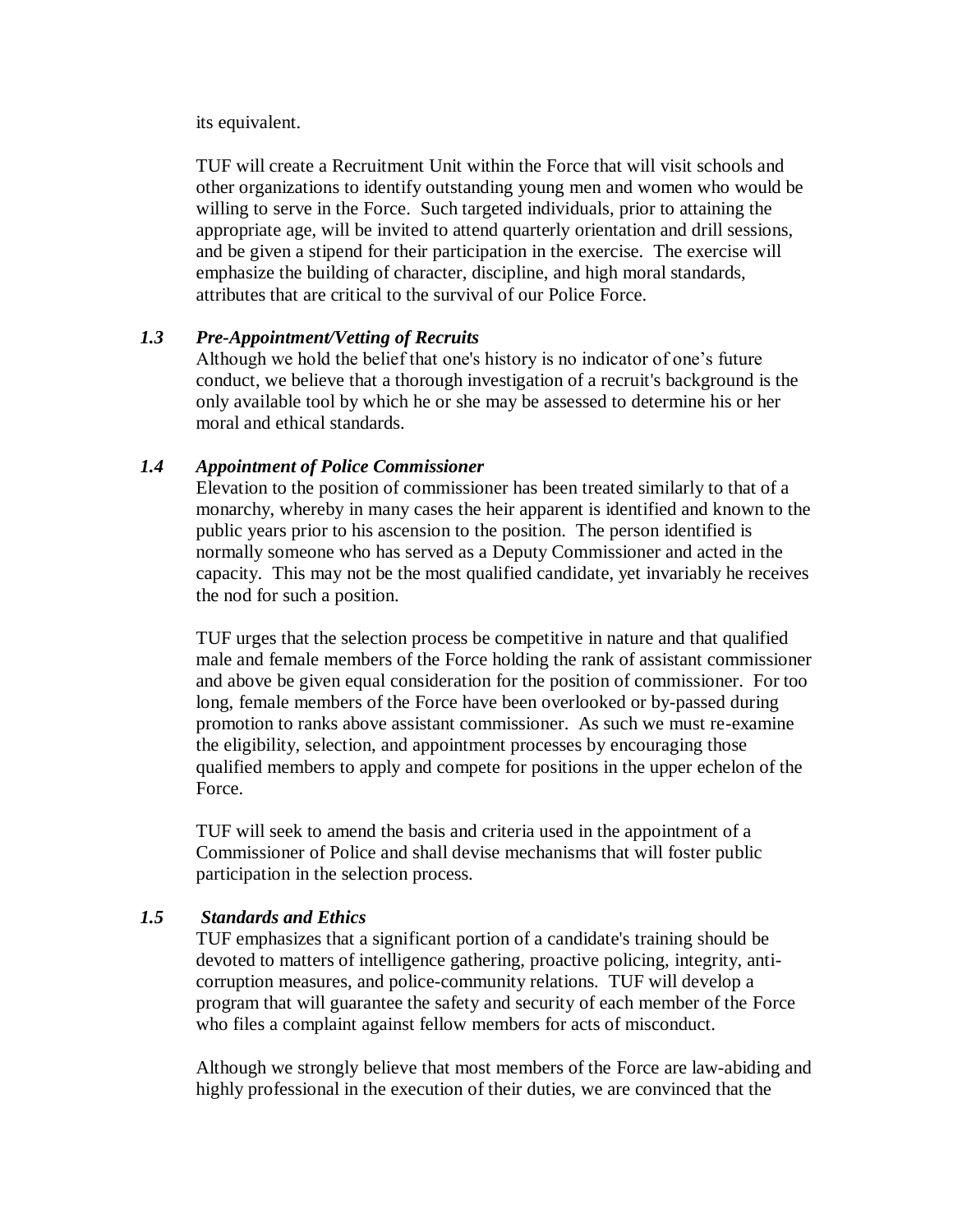its equivalent.

TUF will create a Recruitment Unit within the Force that will visit schools and other organizations to identify outstanding young men and women who would be willing to serve in the Force. Such targeted individuals, prior to attaining the appropriate age, will be invited to attend quarterly orientation and drill sessions, and be given a stipend for their participation in the exercise. The exercise will emphasize the building of character, discipline, and high moral standards, attributes that are critical to the survival of our Police Force.

### *1.3 Pre-Appointment/Vetting of Recruits*

Although we hold the belief that one's history is no indicator of one's future conduct, we believe that a thorough investigation of a recruit's background is the only available tool by which he or she may be assessed to determine his or her moral and ethical standards.

### *1.4 Appointment of Police Commissioner*

Elevation to the position of commissioner has been treated similarly to that of a monarchy, whereby in many cases the heir apparent is identified and known to the public years prior to his ascension to the position. The person identified is normally someone who has served as a Deputy Commissioner and acted in the capacity. This may not be the most qualified candidate, yet invariably he receives the nod for such a position.

TUF urges that the selection process be competitive in nature and that qualified male and female members of the Force holding the rank of assistant commissioner and above be given equal consideration for the position of commissioner. For too long, female members of the Force have been overlooked or by-passed during promotion to ranks above assistant commissioner. As such we must re-examine the eligibility, selection, and appointment processes by encouraging those qualified members to apply and compete for positions in the upper echelon of the Force.

TUF will seek to amend the basis and criteria used in the appointment of a Commissioner of Police and shall devise mechanisms that will foster public participation in the selection process.

### *1.5 Standards and Ethics*

TUF emphasizes that a significant portion of a candidate's training should be devoted to matters of intelligence gathering, proactive policing, integrity, anti-corruption measures, and police-community relations. TUF will develop a program that will guarantee the safety and security of each member of the Force who files a complaint against fellow members for acts of misconduct.

Although we strongly believe that most members of the Force are law-abiding and highly professional in the execution of their duties, we are convinced that the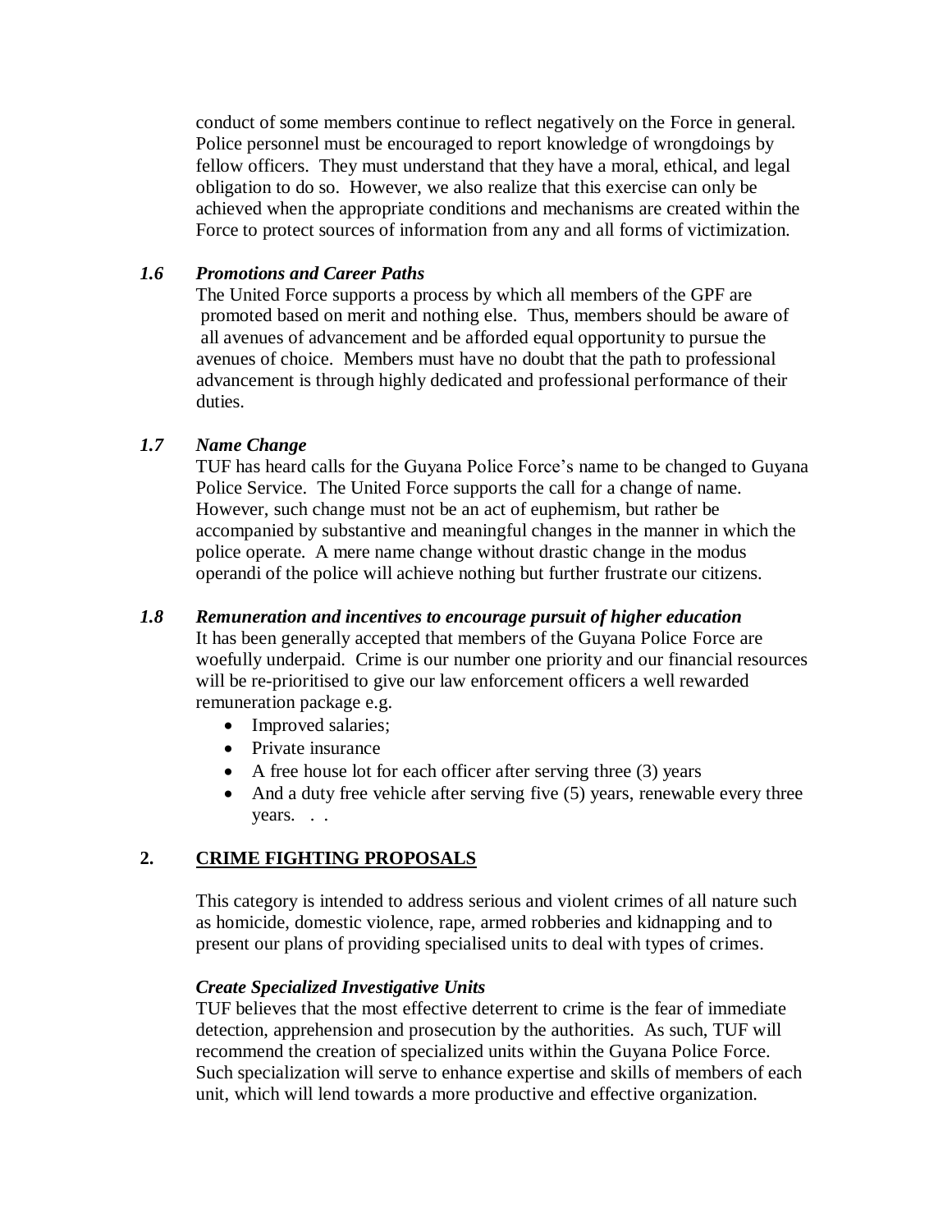conduct of some members continue to reflect negatively on the Force in general. Police personnel must be encouraged to report knowledge of wrongdoings by fellow officers. They must understand that they have a moral, ethical, and legal obligation to do so. However, we also realize that this exercise can only be achieved when the appropriate conditions and mechanisms are created within the Force to protect sources of information from any and all forms of victimization.

### *1.6 Promotions and Career Paths*

The United Force supports a process by which all members of the GPF are promoted based on merit and nothing else. Thus, members should be aware of all avenues of advancement and be afforded equal opportunity to pursue the avenues of choice. Members must have no doubt that the path to professional advancement is through highly dedicated and professional performance of their duties.

### *1.7 Name Change*

TUF has heard calls for the Guyana Police Force's name to be changed to Guyana Police Service. The United Force supports the call for a change of name. However, such change must not be an act of euphemism, but rather be accompanied by substantive and meaningful changes in the manner in which the police operate. A mere name change without drastic change in the modus operandi of the police will achieve nothing but further frustrate our citizens.

### *1.8 Remuneration and incentives to encourage pursuit of higher education*

It has been generally accepted that members of the Guyana Police Force are woefully underpaid. Crime is our number one priority and our financial resources will be re-prioritised to give our law enforcement officers a well rewarded remuneration package e.g.

- Improved salaries;
- Private insurance
- A free house lot for each officer after serving three (3) years
- And a duty free vehicle after serving five (5) years, renewable every three years. . .

## 2. <u>CRIME FIGHTING PROPOSALS</u>

This category is intended to address serious and violent crimes of all nature such as homicide, domestic violence, rape, armed robberies and kidnapping and to present our plans of providing specialised units to deal with types of crimes.

### *Create Specialized Investigative Units*

TUF believes that the most effective deterrent to crime is the fear of immediate detection, apprehension and prosecution by the authorities. As such, TUF will recommend the creation of specialized units within the Guyana Police Force. Such specialization will serve to enhance expertise and skills of members of each unit, which will lend towards a more productive and effective organization.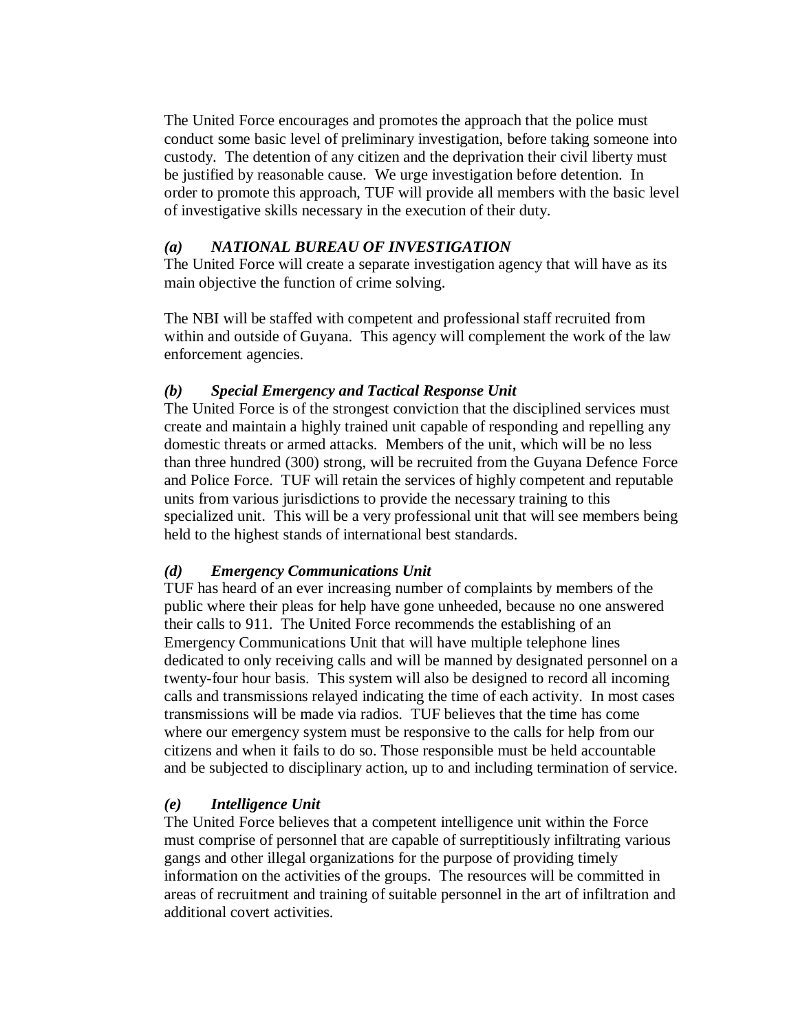The United Force encourages and promotes the approach that the police must conduct some basic level of preliminary investigation, before taking someone into custody. The detention of any citizen and the deprivation their civil liberty must be justified by reasonable cause. We urge investigation before detention. In order to promote this approach, TUF will provide all members with the basic level of investigative skills necessary in the execution of their duty.

### *(a) NATIONAL BUREAU OF INVESTIGATION*

The United Force will create a separate investigation agency that will have as its main objective the function of crime solving.

The NBI will be staffed with competent and professional staff recruited from within and outside of Guyana. This agency will complement the work of the law enforcement agencies.

### *(b) Special Emergency and Tactical Response Unit*

The United Force is of the strongest conviction that the disciplined services must create and maintain a highly trained unit capable of responding and repelling any domestic threats or armed attacks. Members of the unit, which will be no less than three hundred (300) strong, will be recruited from the Guyana Defence Force and Police Force. TUF will retain the services of highly competent and reputable units from various jurisdictions to provide the necessary training to this specialized unit. This will be a very professional unit that will see members being held to the highest stands of international best standards.

### *(d) Emergency Communications Unit*

TUF has heard of an ever increasing number of complaints by members of the public where their pleas for help have gone unheeded, because no one answered their calls to 911. The United Force recommends the establishing of an Emergency Communications Unit that will have multiple telephone lines dedicated to only receiving calls and will be manned by designated personnel on a twenty-four hour basis. This system will also be designed to record all incoming calls and transmissions relayed indicating the time of each activity. In most cases transmissions will be made via radios. TUF believes that the time has come where our emergency system must be responsive to the calls for help from our citizens and when it fails to do so. Those responsible must be held accountable and be subjected to disciplinary action, up to and including termination of service.

### *(e) Intelligence Unit*

The United Force believes that a competent intelligence unit within the Force must comprise of personnel that are capable of surreptitiously infiltrating various gangs and other illegal organizations for the purpose of providing timely information on the activities of the groups. The resources will be committed in areas of recruitment and training of suitable personnel in the art of infiltration and additional covert activities.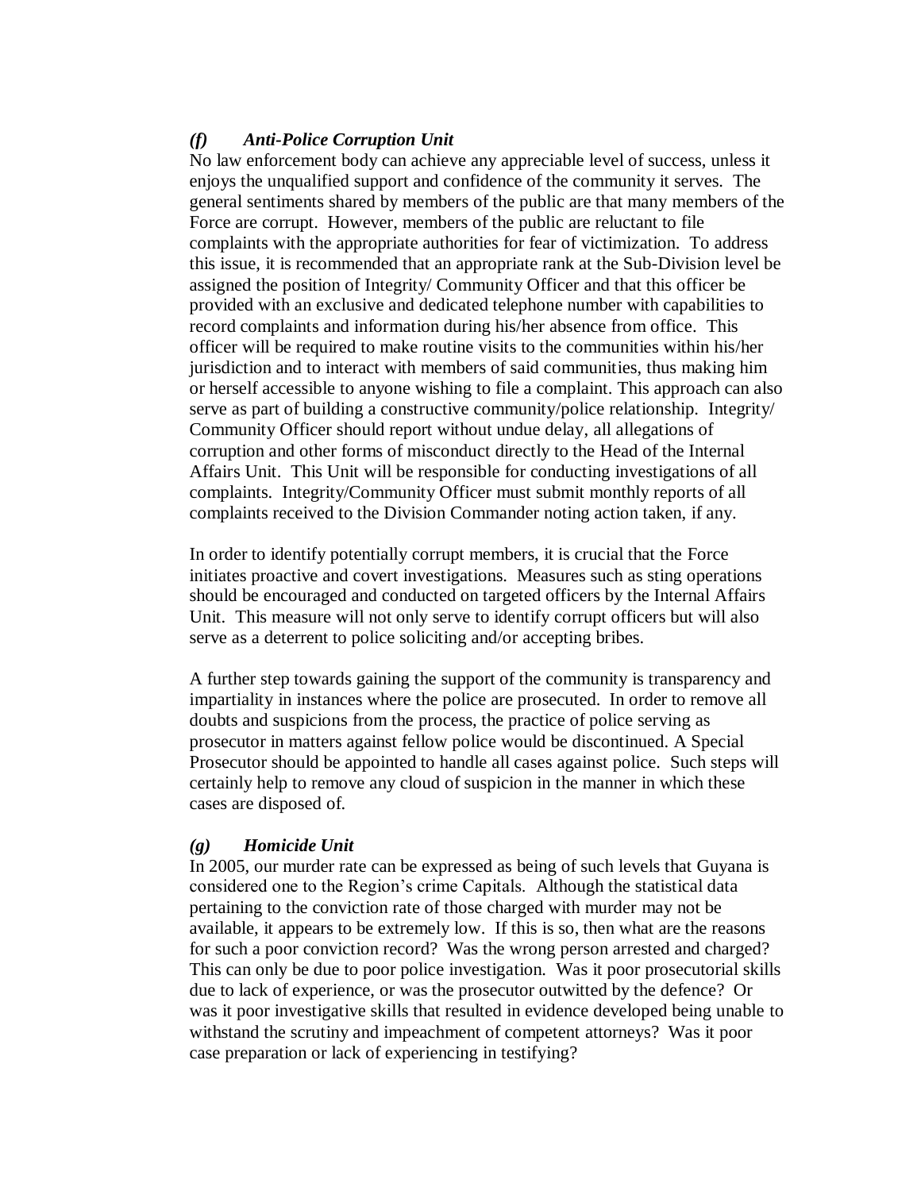### *(f) Anti-Police Corruption Unit*

No law enforcement body can achieve any appreciable level of success, unless it enjoys the unqualified support and confidence of the community it serves. The general sentiments shared by members of the public are that many members of the Force are corrupt. However, members of the public are reluctant to file complaints with the appropriate authorities for fear of victimization. To address this issue, it is recommended that an appropriate rank at the Sub-Division level be assigned the position of Integrity/ Community Officer and that this officer be provided with an exclusive and dedicated telephone number with capabilities to record complaints and information during his/her absence from office. This officer will be required to make routine visits to the communities within his/her jurisdiction and to interact with members of said communities, thus making him or herself accessible to anyone wishing to file a complaint. This approach can also serve as part of building a constructive community/police relationship. Integrity/ Community Officer should report without undue delay, all allegations of corruption and other forms of misconduct directly to the Head of the Internal Affairs Unit. This Unit will be responsible for conducting investigations of all complaints. Integrity/Community Officer must submit monthly reports of all complaints received to the Division Commander noting action taken, if any.

In order to identify potentially corrupt members, it is crucial that the Force initiates proactive and covert investigations. Measures such as sting operations should be encouraged and conducted on targeted officers by the Internal Affairs Unit. This measure will not only serve to identify corrupt officers but will also serve as a deterrent to police soliciting and/or accepting bribes.

A further step towards gaining the support of the community is transparency and impartiality in instances where the police are prosecuted. In order to remove all doubts and suspicions from the process, the practice of police serving as prosecutor in matters against fellow police would be discontinued. A Special Prosecutor should be appointed to handle all cases against police. Such steps will certainly help to remove any cloud of suspicion in the manner in which these cases are disposed of.

### *(g) Homicide Unit*

In 2005, our murder rate can be expressed as being of such levels that Guyana is considered one to the Region's crime Capitals. Although the statistical data pertaining to the conviction rate of those charged with murder may not be available, it appears to be extremely low. If this is so, then what are the reasons for such a poor conviction record? Was the wrong person arrested and charged? This can only be due to poor police investigation. Was it poor prosecutorial skills due to lack of experience, or was the prosecutor outwitted by the defence? Or was it poor investigative skills that resulted in evidence developed being unable to withstand the scrutiny and impeachment of competent attorneys? Was it poor case preparation or lack of experiencing in testifying?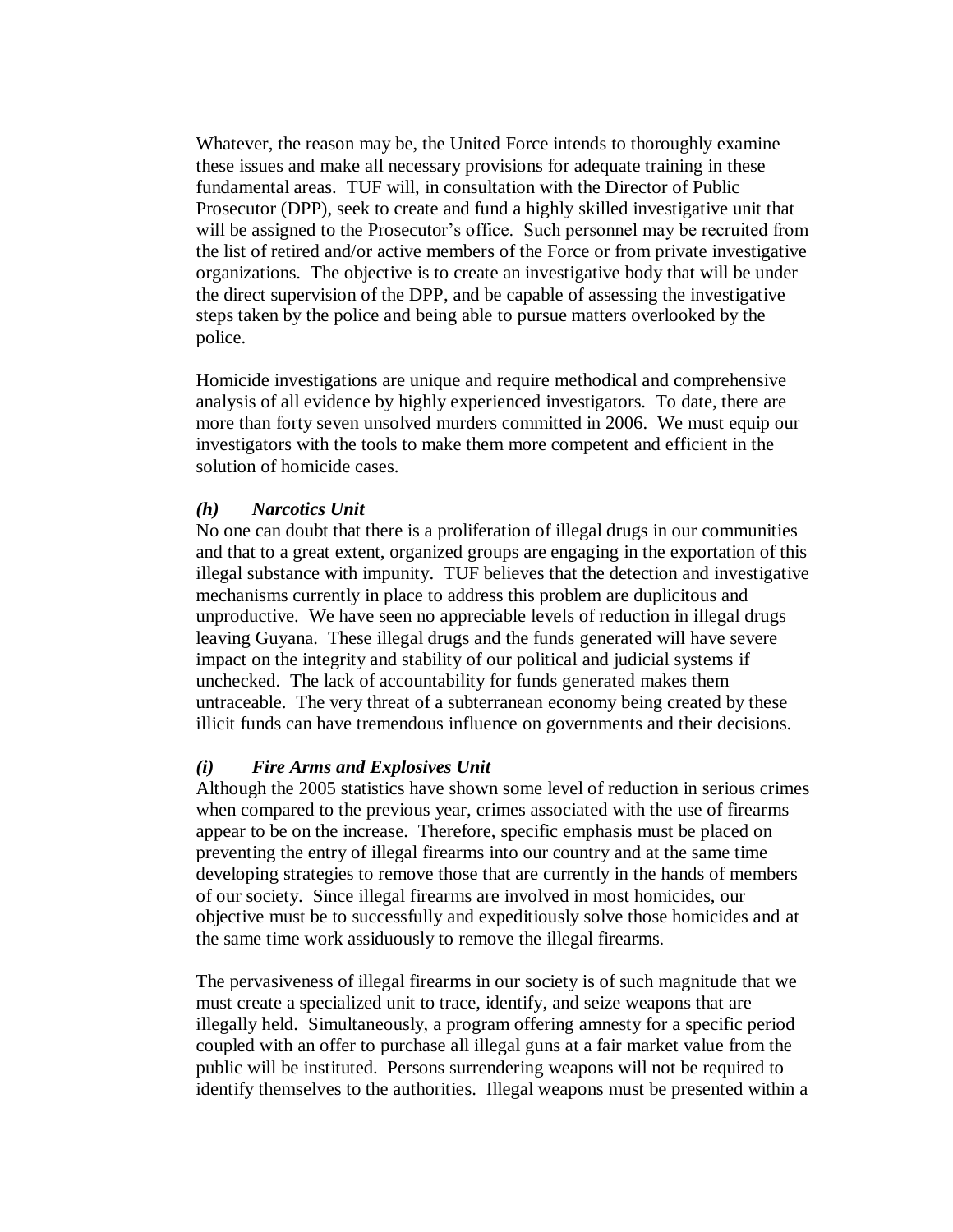Whatever, the reason may be, the United Force intends to thoroughly examine these issues and make all necessary provisions for adequate training in these fundamental areas. TUF will, in consultation with the Director of Public Prosecutor (DPP), seek to create and fund a highly skilled investigative unit that will be assigned to the Prosecutor's office. Such personnel may be recruited from the list of retired and/or active members of the Force or from private investigative organizations. The objective is to create an investigative body that will be under the direct supervision of the DPP, and be capable of assessing the investigative steps taken by the police and being able to pursue matters overlooked by the police.

Homicide investigations are unique and require methodical and comprehensive analysis of all evidence by highly experienced investigators. To date, there are more than forty seven unsolved murders committed in 2006. We must equip our investigators with the tools to make them more competent and efficient in the solution of homicide cases.

### *(h) Narcotics Unit*

No one can doubt that there is a proliferation of illegal drugs in our communities and that to a great extent, organized groups are engaging in the exportation of this illegal substance with impunity. TUF believes that the detection and investigative mechanisms currently in place to address this problem are duplicitous and unproductive. We have seen no appreciable levels of reduction in illegal drugs leaving Guyana. These illegal drugs and the funds generated will have severe impact on the integrity and stability of our political and judicial systems if unchecked. The lack of accountability for funds generated makes them untraceable. The very threat of a subterranean economy being created by these illicit funds can have tremendous influence on governments and their decisions.

### *(i) Fire Arms and Explosives Unit*

Although the 2005 statistics have shown some level of reduction in serious crimes when compared to the previous year, crimes associated with the use of firearms appear to be on the increase. Therefore, specific emphasis must be placed on preventing the entry of illegal firearms into our country and at the same time developing strategies to remove those that are currently in the hands of members of our society. Since illegal firearms are involved in most homicides, our objective must be to successfully and expeditiously solve those homicides and at the same time work assiduously to remove the illegal firearms.

The pervasiveness of illegal firearms in our society is of such magnitude that we must create a specialized unit to trace, identify, and seize weapons that are illegally held. Simultaneously, a program offering amnesty for a specific period coupled with an offer to purchase all illegal guns at a fair market value from the public will be instituted. Persons surrendering weapons will not be required to identify themselves to the authorities. Illegal weapons must be presented within a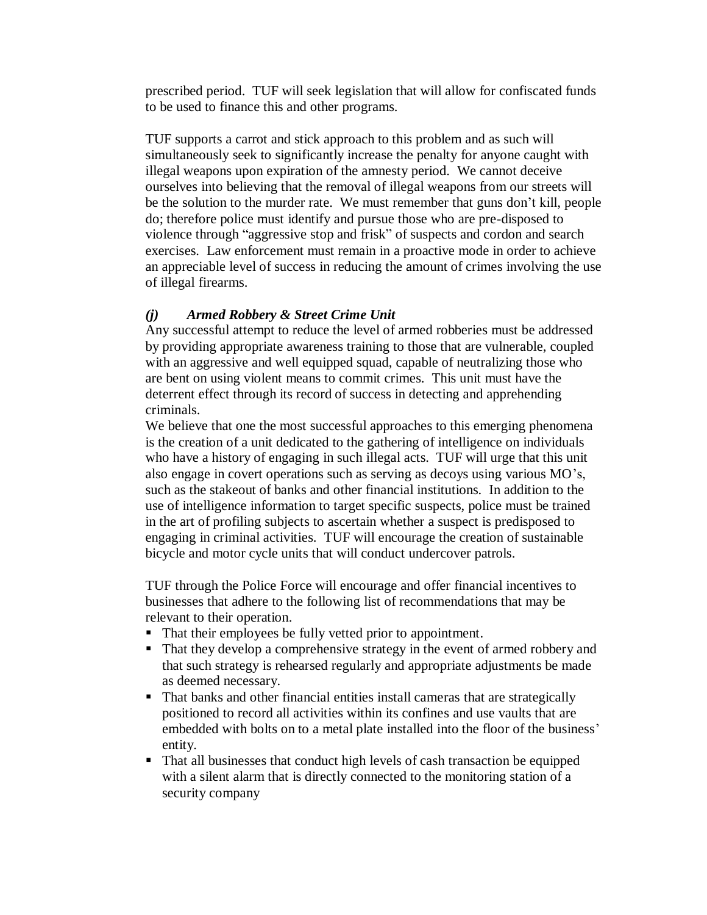prescribed period. TUF will seek legislation that will allow for confiscated funds to be used to finance this and other programs.

TUF supports a carrot and stick approach to this problem and as such will simultaneously seek to significantly increase the penalty for anyone caught with illegal weapons upon expiration of the amnesty period. We cannot deceive ourselves into believing that the removal of illegal weapons from our streets will be the solution to the murder rate. We must remember that guns don't kill, people do; therefore police must identify and pursue those who are pre-disposed to violence through "aggressive stop and frisk" of suspects and cordon and search exercises. Law enforcement must remain in a proactive mode in order to achieve an appreciable level of success in reducing the amount of crimes involving the use of illegal firearms.

### *(j) Armed Robbery & Street Crime Unit*

Any successful attempt to reduce the level of armed robberies must be addressed by providing appropriate awareness training to those that are vulnerable, coupled with an aggressive and well equipped squad, capable of neutralizing those who are bent on using violent means to commit crimes. This unit must have the deterrent effect through its record of success in detecting and apprehending criminals.

We believe that one the most successful approaches to this emerging phenomena is the creation of a unit dedicated to the gathering of intelligence on individuals who have a history of engaging in such illegal acts. TUF will urge that this unit also engage in covert operations such as serving as decoys using various MO's, such as the stakeout of banks and other financial institutions. In addition to the use of intelligence information to target specific suspects, police must be trained in the art of profiling subjects to ascertain whether a suspect is predisposed to engaging in criminal activities. TUF will encourage the creation of sustainable bicycle and motor cycle units that will conduct undercover patrols.

TUF through the Police Force will encourage and offer financial incentives to businesses that adhere to the following list of recommendations that may be relevant to their operation.

- That their employees be fully vetted prior to appointment.
- That they develop a comprehensive strategy in the event of armed robbery and that such strategy is rehearsed regularly and appropriate adjustments be made as deemed necessary.
- That banks and other financial entities install cameras that are strategically positioned to record all activities within its confines and use vaults that are embedded with bolts on to a metal plate installed into the floor of the business' entity.
- That all businesses that conduct high levels of cash transaction be equipped with a silent alarm that is directly connected to the monitoring station of a security company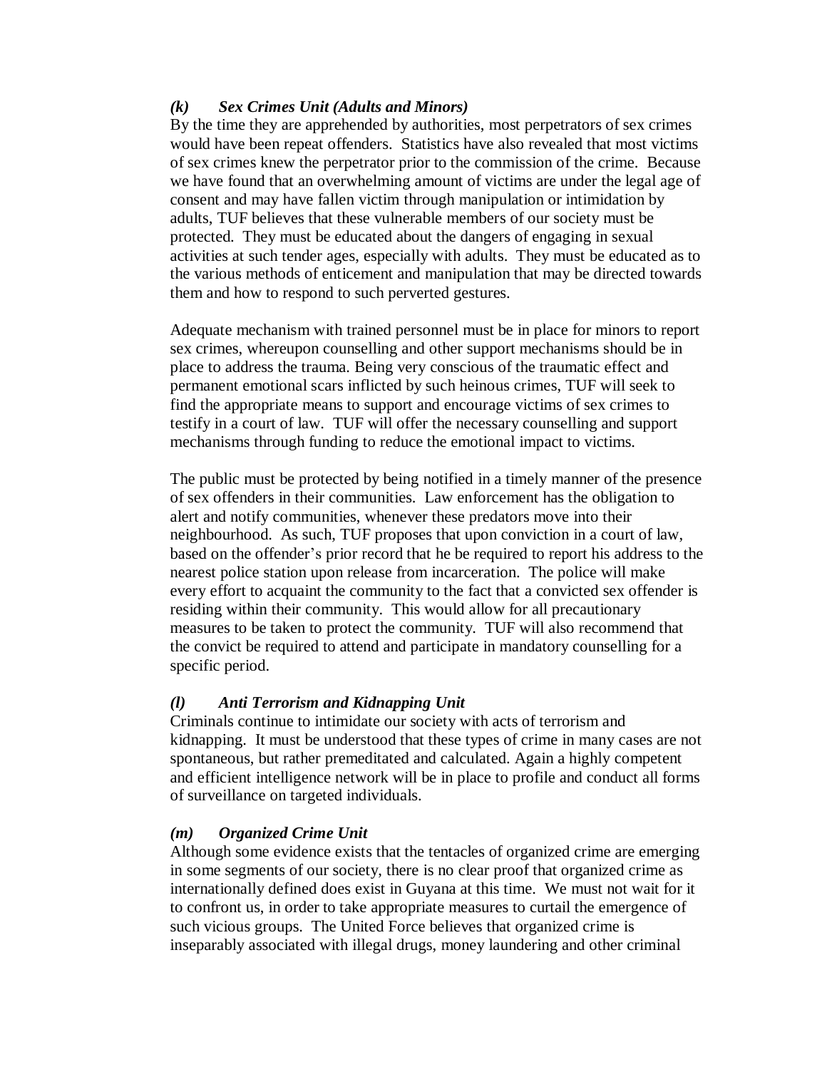### *(k) Sex Crimes Unit (Adults and Minors)*

By the time they are apprehended by authorities, most perpetrators of sex crimes would have been repeat offenders. Statistics have also revealed that most victims of sex crimes knew the perpetrator prior to the commission of the crime. Because we have found that an overwhelming amount of victims are under the legal age of consent and may have fallen victim through manipulation or intimidation by adults, TUF believes that these vulnerable members of our society must be protected. They must be educated about the dangers of engaging in sexual activities at such tender ages, especially with adults. They must be educated as to the various methods of enticement and manipulation that may be directed towards them and how to respond to such perverted gestures.

Adequate mechanism with trained personnel must be in place for minors to report sex crimes, whereupon counselling and other support mechanisms should be in place to address the trauma. Being very conscious of the traumatic effect and permanent emotional scars inflicted by such heinous crimes, TUF will seek to find the appropriate means to support and encourage victims of sex crimes to testify in a court of law. TUF will offer the necessary counselling and support mechanisms through funding to reduce the emotional impact to victims.

The public must be protected by being notified in a timely manner of the presence of sex offenders in their communities. Law enforcement has the obligation to alert and notify communities, whenever these predators move into their neighbourhood. As such, TUF proposes that upon conviction in a court of law, based on the offender's prior record that he be required to report his address to the nearest police station upon release from incarceration. The police will make every effort to acquaint the community to the fact that a convicted sex offender is residing within their community. This would allow for all precautionary measures to be taken to protect the community. TUF will also recommend that the convict be required to attend and participate in mandatory counselling for a specific period.

### *(l) Anti Terrorism and Kidnapping Unit*

Criminals continue to intimidate our society with acts of terrorism and kidnapping. It must be understood that these types of crime in many cases are not spontaneous, but rather premeditated and calculated. Again a highly competent and efficient intelligence network will be in place to profile and conduct all forms of surveillance on targeted individuals.

### *(m) Organized Crime Unit*

Although some evidence exists that the tentacles of organized crime are emerging in some segments of our society, there is no clear proof that organized crime as internationally defined does exist in Guyana at this time. We must not wait for it to confront us, in order to take appropriate measures to curtail the emergence of such vicious groups. The United Force believes that organized crime is inseparably associated with illegal drugs, money laundering and other criminal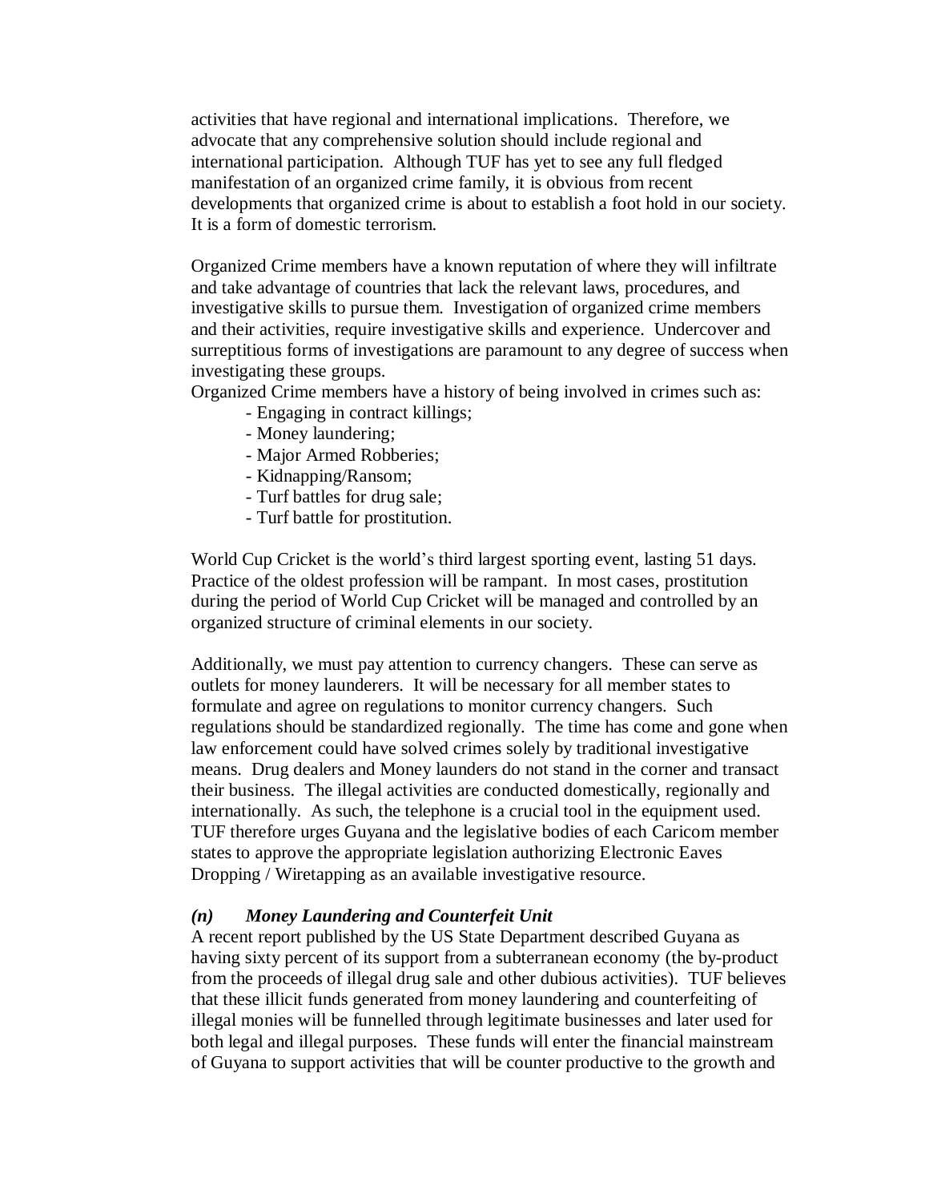activities that have regional and international implications. Therefore, we advocate that any comprehensive solution should include regional and international participation. Although TUF has yet to see any full fledged manifestation of an organized crime family, it is obvious from recent developments that organized crime is about to establish a foot hold in our society. It is a form of domestic terrorism.

Organized Crime members have a known reputation of where they will infiltrate and take advantage of countries that lack the relevant laws, procedures, and investigative skills to pursue them. Investigation of organized crime members and their activities, require investigative skills and experience. Undercover and surreptitious forms of investigations are paramount to any degree of success when investigating these groups.

Organized Crime members have a history of being involved in crimes such as:

- Engaging in contract killings;
- Money laundering;
- Major Armed Robberies;
- Kidnapping/Ransom;
- Turf battles for drug sale;
- Turf battle for prostitution.

World Cup Cricket is the world's third largest sporting event, lasting 51 days. Practice of the oldest profession will be rampant. In most cases, prostitution during the period of World Cup Cricket will be managed and controlled by an organized structure of criminal elements in our society.

Additionally, we must pay attention to currency changers. These can serve as outlets for money launderers. It will be necessary for all member states to formulate and agree on regulations to monitor currency changers. Such regulations should be standardized regionally. The time has come and gone when law enforcement could have solved crimes solely by traditional investigative means. Drug dealers and Money launders do not stand in the corner and transact their business. The illegal activities are conducted domestically, regionally and internationally. As such, the telephone is a crucial tool in the equipment used. TUF therefore urges Guyana and the legislative bodies of each Caricom member states to approve the appropriate legislation authorizing Electronic Eaves Dropping / Wiretapping as an available investigative resource.

### *(n) Money Laundering and Counterfeit Unit*

A recent report published by the US State Department described Guyana as having sixty percent of its support from a subterranean economy (the by-product from the proceeds of illegal drug sale and other dubious activities). TUF believes that these illicit funds generated from money laundering and counterfeiting of illegal monies will be funnelled through legitimate businesses and later used for both legal and illegal purposes. These funds will enter the financial mainstream of Guyana to support activities that will be counter productive to the growth and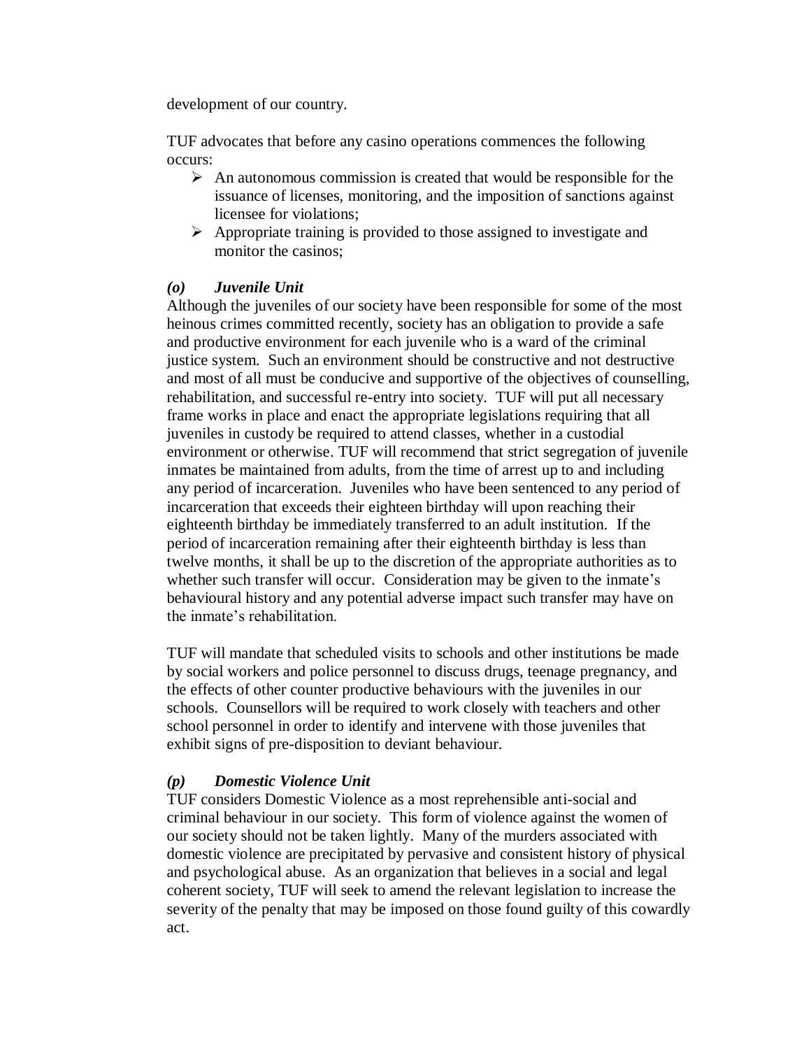development of our country.

TUF advocates that before any casino operations commences the following occurs:

- An autonomous commission is created that would be responsible for the issuance of licenses, monitoring, and the imposition of sanctions against licensee for violations;
- Appropriate training is provided to those assigned to investigate and monitor the casinos;

### *(o) Juvenile Unit*

Although the juveniles of our society have been responsible for some of the most heinous crimes committed recently, society has an obligation to provide a safe and productive environment for each juvenile who is a ward of the criminal justice system. Such an environment should be constructive and not destructive and most of all must be conducive and supportive of the objectives of counselling, rehabilitation, and successful re-entry into society. TUF will put all necessary frame works in place and enact the appropriate legislations requiring that all juveniles in custody be required to attend classes, whether in a custodial environment or otherwise. TUF will recommend that strict segregation of juvenile inmates be maintained from adults, from the time of arrest up to and including any period of incarceration. Juveniles who have been sentenced to any period of incarceration that exceeds their eighteen birthday will upon reaching their eighteenth birthday be immediately transferred to an adult institution. If the period of incarceration remaining after their eighteenth birthday is less than twelve months, it shall be up to the discretion of the appropriate authorities as to whether such transfer will occur. Consideration may be given to the inmate's behavioural history and any potential adverse impact such transfer may have on the inmate's rehabilitation.

TUF will mandate that scheduled visits to schools and other institutions be made by social workers and police personnel to discuss drugs, teenage pregnancy, and the effects of other counter productive behaviours with the juveniles in our schools. Counsellors will be required to work closely with teachers and other school personnel in order to identify and intervene with those juveniles that exhibit signs of pre-disposition to deviant behaviour.

### *(p) Domestic Violence Unit*

TUF considers Domestic Violence as a most reprehensible anti-social and criminal behaviour in our society. This form of violence against the women of our society should not be taken lightly. Many of the murders associated with domestic violence are precipitated by pervasive and consistent history of physical and psychological abuse. As an organization that believes in a social and legal coherent society, TUF will seek to amend the relevant legislation to increase the severity of the penalty that may be imposed on those found guilty of this cowardly act.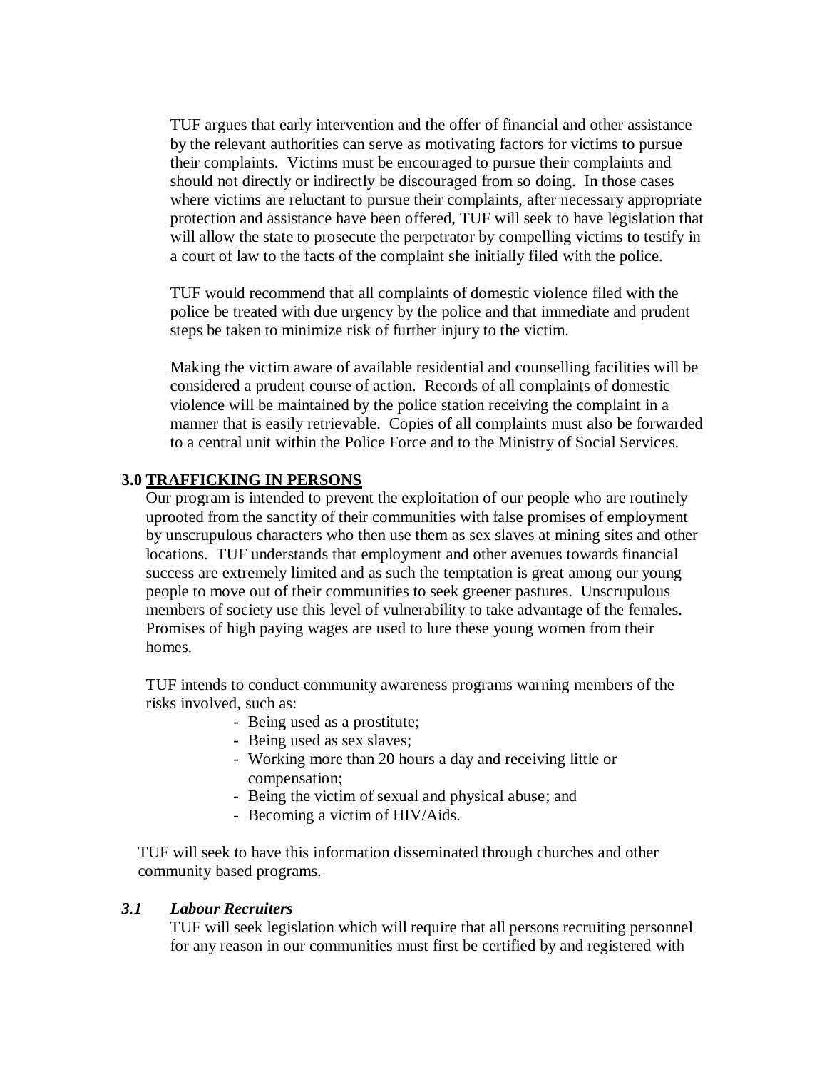TUF argues that early intervention and the offer of financial and other assistance by the relevant authorities can serve as motivating factors for victims to pursue their complaints. Victims must be encouraged to pursue their complaints and should not directly or indirectly be discouraged from so doing. In those cases where victims are reluctant to pursue their complaints, after necessary appropriate protection and assistance have been offered, TUF will seek to have legislation that will allow the state to prosecute the perpetrator by compelling victims to testify in a court of law to the facts of the complaint she initially filed with the police.

TUF would recommend that all complaints of domestic violence filed with the police be treated with due urgency by the police and that immediate and prudent steps be taken to minimize risk of further injury to the victim.

Making the victim aware of available residential and counselling facilities will be considered a prudent course of action. Records of all complaints of domestic violence will be maintained by the police station receiving the complaint in a manner that is easily retrievable. Copies of all complaints must also be forwarded to a central unit within the Police Force and to the Ministry of Social Services.

## 3.0 TRAFFICKING IN PERSONS

Our program is intended to prevent the exploitation of our people who are routinely uprooted from the sanctity of their communities with false promises of employment by unscrupulous characters who then use them as sex slaves at mining sites and other locations. TUF understands that employment and other avenues towards financial success are extremely limited and as such the temptation is great among our young people to move out of their communities to seek greener pastures. Unscrupulous members of society use this level of vulnerability to take advantage of the females. Promises of high paying wages are used to lure these young women from their homes.

TUF intends to conduct community awareness programs warning members of the risks involved, such as:

- Being used as a prostitute;
- Being used as sex slaves;
- Working more than 20 hours a day and receiving little or compensation;
- Being the victim of sexual and physical abuse; and
- Becoming a victim of HIV/Aids.

TUF will seek to have this information disseminated through churches and other community based programs.

### *3.1 Labour Recruiters*

TUF will seek legislation which will require that all persons recruiting personnel for any reason in our communities must first be certified by and registered with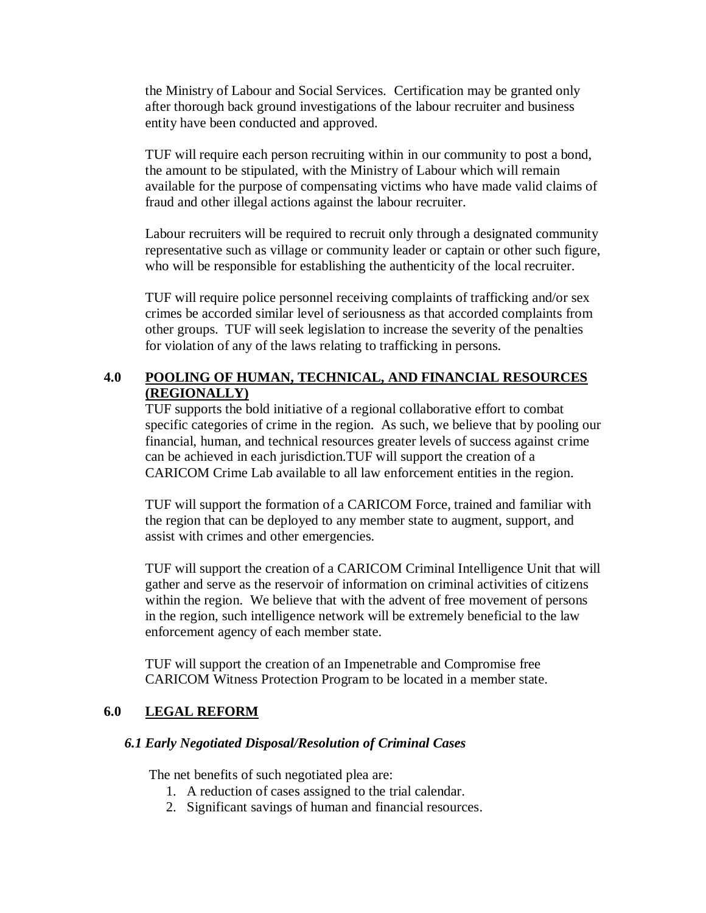the Ministry of Labour and Social Services. Certification may be granted only after thorough back ground investigations of the labour recruiter and business entity have been conducted and approved.

TUF will require each person recruiting within in our community to post a bond, the amount to be stipulated, with the Ministry of Labour which will remain available for the purpose of compensating victims who have made valid claims of fraud and other illegal actions against the labour recruiter.

Labour recruiters will be required to recruit only through a designated community representative such as village or community leader or captain or other such figure, who will be responsible for establishing the authenticity of the local recruiter.

TUF will require police personnel receiving complaints of trafficking and/or sex crimes be accorded similar level of seriousness as that accorded complaints from other groups. TUF will seek legislation to increase the severity of the penalties for violation of any of the laws relating to trafficking in persons.

## 4.0 POOLING OF HUMAN, TECHNICAL, AND FINANCIAL RESOURCES (REGIONALLY)

TUF supports the bold initiative of a regional collaborative effort to combat specific categories of crime in the region. As such, we believe that by pooling our financial, human, and technical resources greater levels of success against crime can be achieved in each jurisdiction.TUF will support the creation of a CARICOM Crime Lab available to all law enforcement entities in the region.

TUF will support the formation of a CARICOM Force, trained and familiar with the region that can be deployed to any member state to augment, support, and assist with crimes and other emergencies.

TUF will support the creation of a CARICOM Criminal Intelligence Unit that will gather and serve as the reservoir of information on criminal activities of citizens within the region. We believe that with the advent of free movement of persons in the region, such intelligence network will be extremely beneficial to the law enforcement agency of each member state.

TUF will support the creation of an Impenetrable and Compromise free CARICOM Witness Protection Program to be located in a member state.

## 6.0 LEGAL REFORM

### *6.1 Early Negotiated Disposal/Resolution of Criminal Cases*

The net benefits of such negotiated plea are:

1. A reduction of cases assigned to the trial calendar.
2. Significant savings of human and financial resources.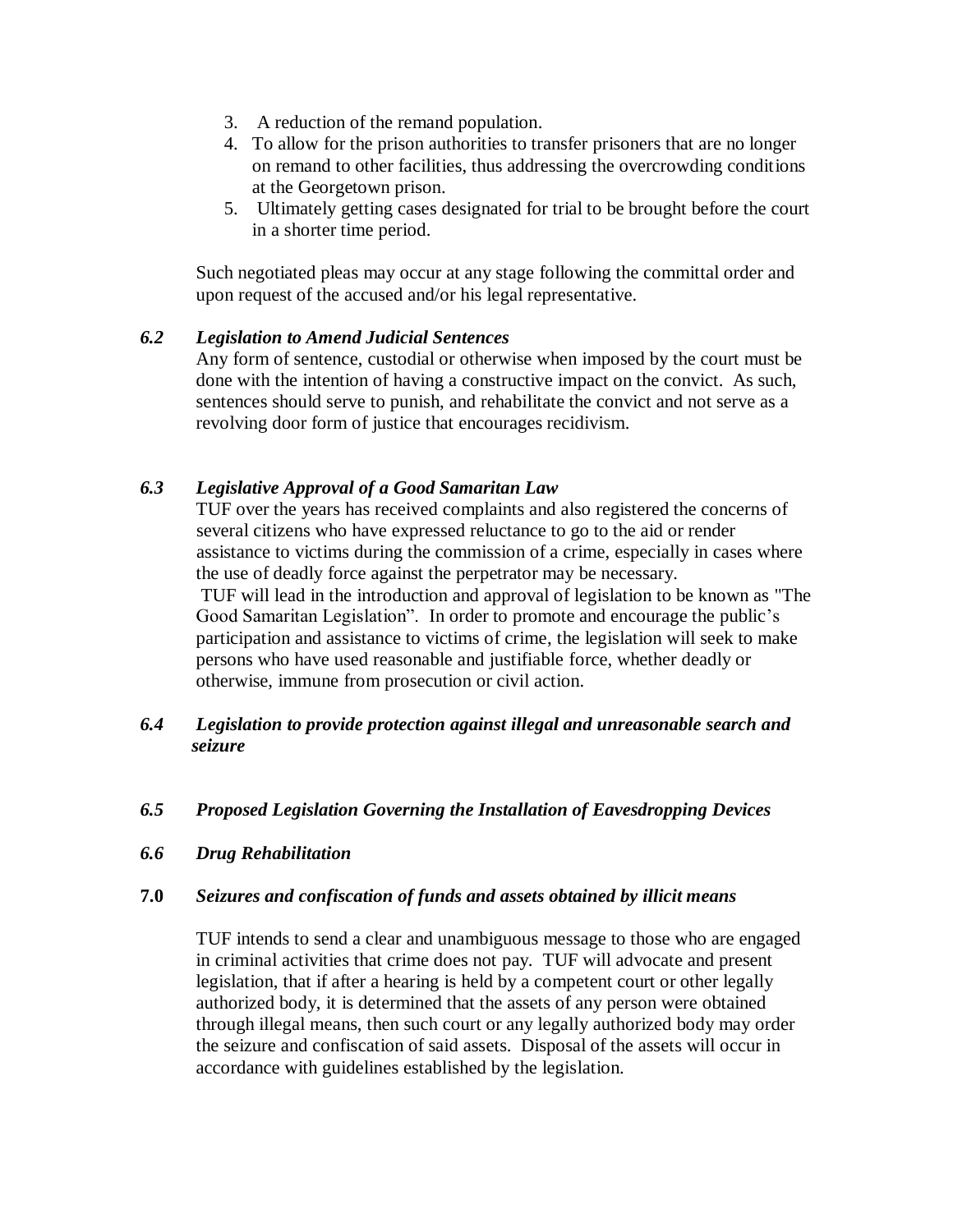3. A reduction of the remand population.
4. To allow for the prison authorities to transfer prisoners that are no longer on remand to other facilities, thus addressing the overcrowding conditions at the Georgetown prison.
5. Ultimately getting cases designated for trial to be brought before the court in a shorter time period.

Such negotiated pleas may occur at any stage following the committal order and upon request of the accused and/or his legal representative.

### *6.2 Legislation to Amend Judicial Sentences*

Any form of sentence, custodial or otherwise when imposed by the court must be done with the intention of having a constructive impact on the convict. As such, sentences should serve to punish, and rehabilitate the convict and not serve as a revolving door form of justice that encourages recidivism.

### *6.3 Legislative Approval of a Good Samaritan Law*

TUF over the years has received complaints and also registered the concerns of several citizens who have expressed reluctance to go to the aid or render assistance to victims during the commission of a crime, especially in cases where the use of deadly force against the perpetrator may be necessary.

TUF will lead in the introduction and approval of legislation to be known as "The Good Samaritan Legislation". In order to promote and encourage the public's participation and assistance to victims of crime, the legislation will seek to make persons who have used reasonable and justifiable force, whether deadly or otherwise, immune from prosecution or civil action.

### *6.4 Legislation to provide protection against illegal and unreasonable search and seizure*

### *6.5 Proposed Legislation Governing the Installation of Eavesdropping Devices*

### *6.6 Drug Rehabilitation*

## **7.0** *Seizures and confiscation of funds and assets obtained by illicit means*

TUF intends to send a clear and unambiguous message to those who are engaged in criminal activities that crime does not pay. TUF will advocate and present legislation, that if after a hearing is held by a competent court or other legally authorized body, it is determined that the assets of any person were obtained through illegal means, then such court or any legally authorized body may order the seizure and confiscation of said assets. Disposal of the assets will occur in accordance with guidelines established by the legislation.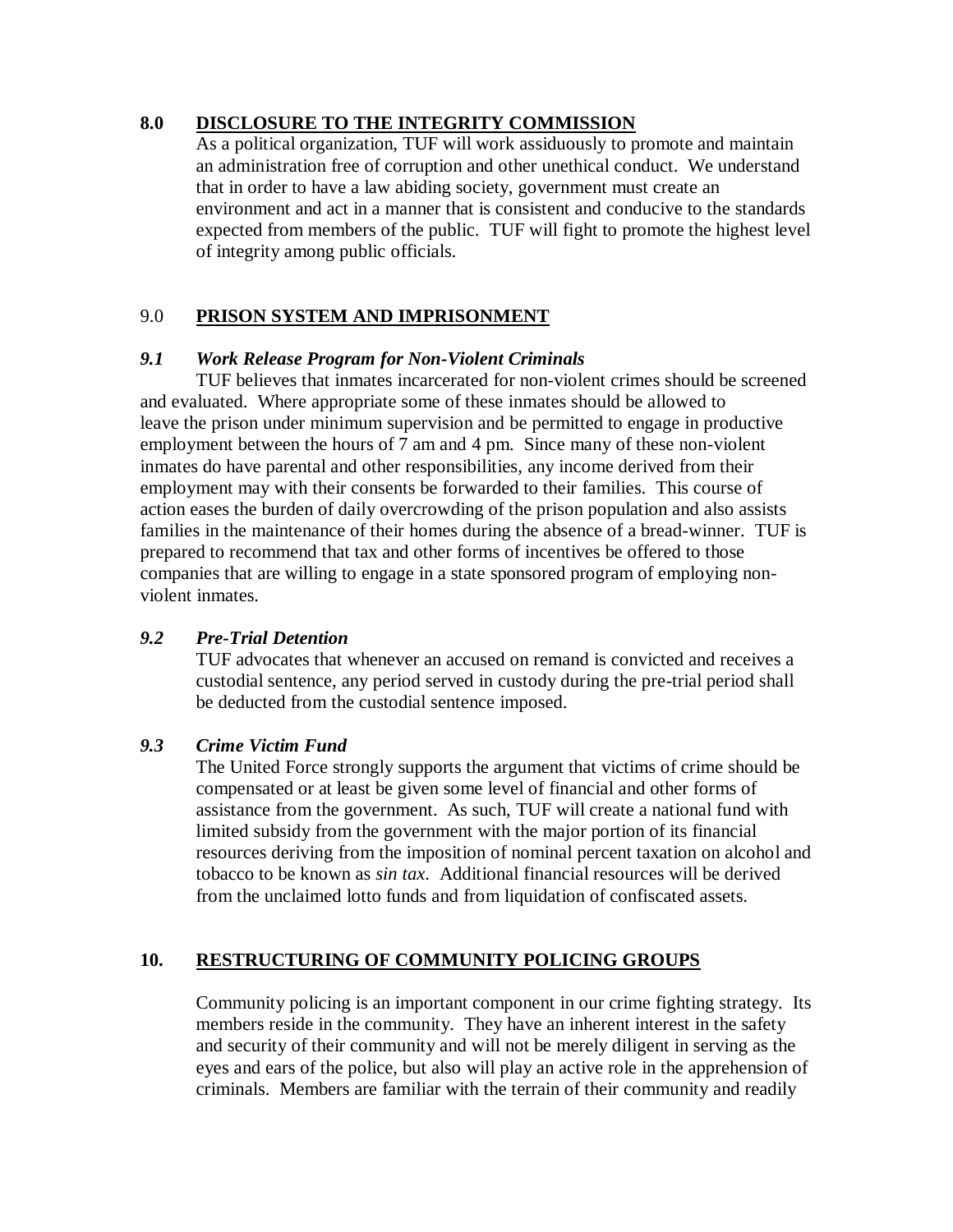## 8.0 DISCLOSURE TO THE INTEGRITY COMMISSION

As a political organization, TUF will work assiduously to promote and maintain an administration free of corruption and other unethical conduct. We understand that in order to have a law abiding society, government must create an environment and act in a manner that is consistent and conducive to the standards expected from members of the public. TUF will fight to promote the highest level of integrity among public officials.

## 9.0 PRISON SYSTEM AND IMPRISONMENT

### *9.1 Work Release Program for Non-Violent Criminals*

TUF believes that inmates incarcerated for non-violent crimes should be screened and evaluated. Where appropriate some of these inmates should be allowed to leave the prison under minimum supervision and be permitted to engage in productive employment between the hours of 7 am and 4 pm. Since many of these non-violent inmates do have parental and other responsibilities, any income derived from their employment may with their consents be forwarded to their families. This course of action eases the burden of daily overcrowding of the prison population and also assists families in the maintenance of their homes during the absence of a bread-winner. TUF is prepared to recommend that tax and other forms of incentives be offered to those companies that are willing to engage in a state sponsored program of employing non-violent inmates.

### *9.2 Pre-Trial Detention*

TUF advocates that whenever an accused on remand is convicted and receives a custodial sentence, any period served in custody during the pre-trial period shall be deducted from the custodial sentence imposed.

### *9.3 Crime Victim Fund*

The United Force strongly supports the argument that victims of crime should be compensated or at least be given some level of financial and other forms of assistance from the government. As such, TUF will create a national fund with limited subsidy from the government with the major portion of its financial resources deriving from the imposition of nominal percent taxation on alcohol and tobacco to be known as *sin tax*. Additional financial resources will be derived from the unclaimed lotto funds and from liquidation of confiscated assets.

## 10. RESTRUCTURING OF COMMUNITY POLICING GROUPS

Community policing is an important component in our crime fighting strategy. Its members reside in the community. They have an inherent interest in the safety and security of their community and will not be merely diligent in serving as the eyes and ears of the police, but also will play an active role in the apprehension of criminals. Members are familiar with the terrain of their community and readily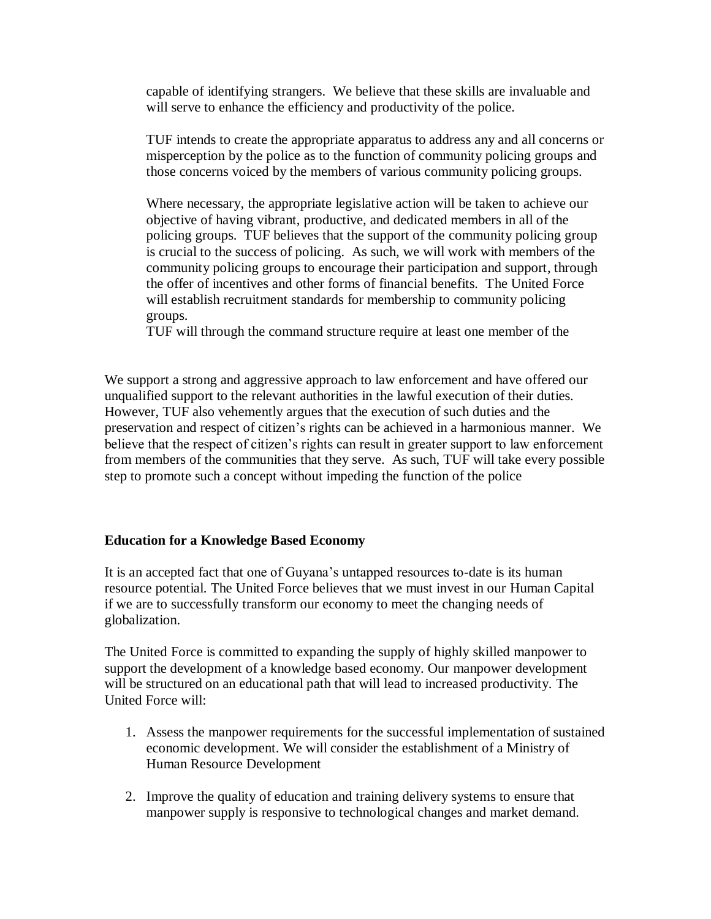capable of identifying strangers. We believe that these skills are invaluable and will serve to enhance the efficiency and productivity of the police.

TUF intends to create the appropriate apparatus to address any and all concerns or misperception by the police as to the function of community policing groups and those concerns voiced by the members of various community policing groups.

Where necessary, the appropriate legislative action will be taken to achieve our objective of having vibrant, productive, and dedicated members in all of the policing groups. TUF believes that the support of the community policing group is crucial to the success of policing. As such, we will work with members of the community policing groups to encourage their participation and support, through the offer of incentives and other forms of financial benefits. The United Force will establish recruitment standards for membership to community policing groups.

TUF will through the command structure require at least one member of the

We support a strong and aggressive approach to law enforcement and have offered our unqualified support to the relevant authorities in the lawful execution of their duties. However, TUF also vehemently argues that the execution of such duties and the preservation and respect of citizen's rights can be achieved in a harmonious manner. We believe that the respect of citizen's rights can result in greater support to law enforcement from members of the communities that they serve. As such, TUF will take every possible step to promote such a concept without impeding the function of the police

**Education for a Knowledge Based Economy**

It is an accepted fact that one of Guyana's untapped resources to-date is its human resource potential. The United Force believes that we must invest in our Human Capital if we are to successfully transform our economy to meet the changing needs of globalization.

The United Force is committed to expanding the supply of highly skilled manpower to support the development of a knowledge based economy. Our manpower development will be structured on an educational path that will lead to increased productivity. The United Force will:

1. Assess the manpower requirements for the successful implementation of sustained economic development. We will consider the establishment of a Ministry of Human Resource Development

2. Improve the quality of education and training delivery systems to ensure that manpower supply is responsive to technological changes and market demand.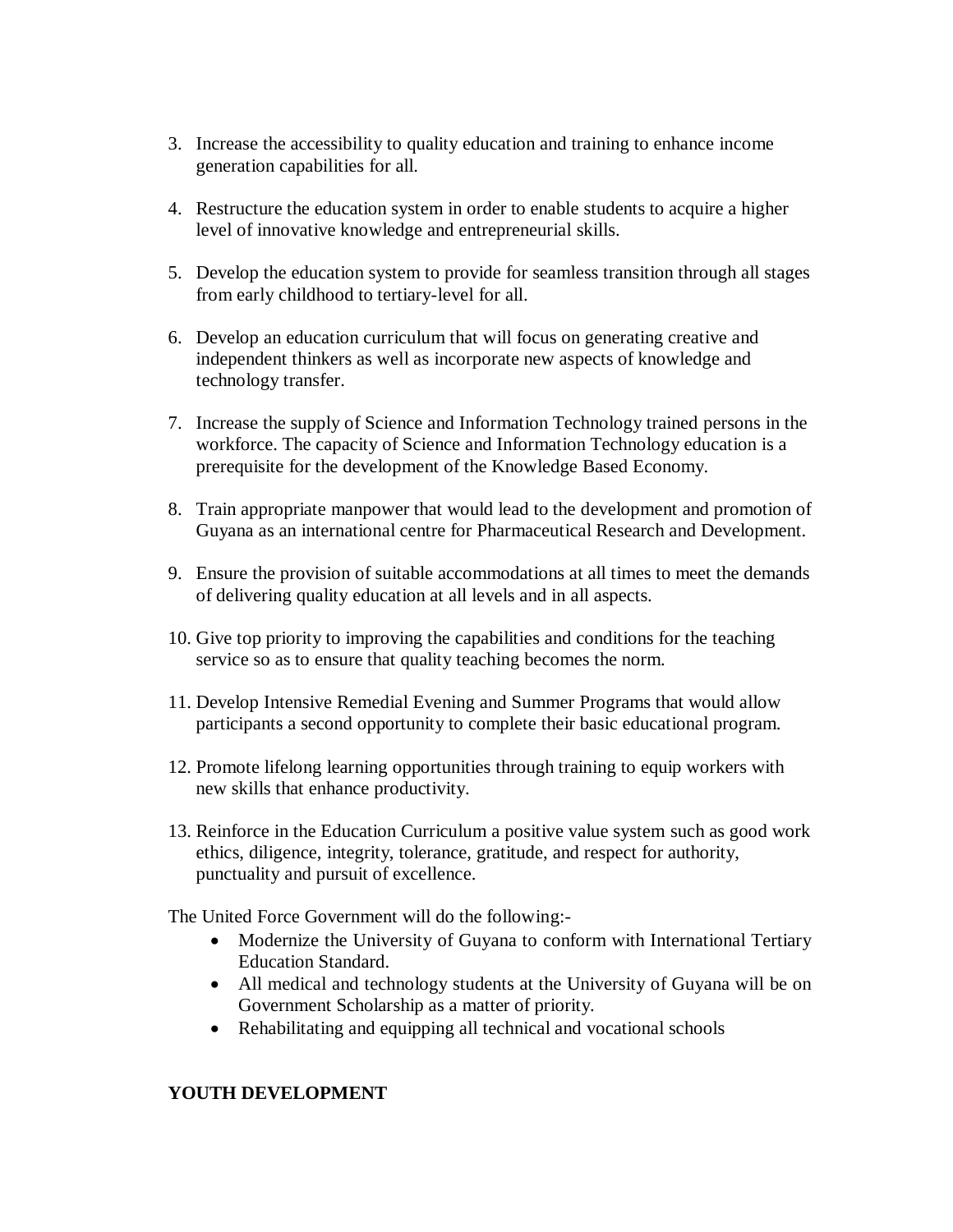3. Increase the accessibility to quality education and training to enhance income generation capabilities for all.

4. Restructure the education system in order to enable students to acquire a higher level of innovative knowledge and entrepreneurial skills.

5. Develop the education system to provide for seamless transition through all stages from early childhood to tertiary-level for all.

6. Develop an education curriculum that will focus on generating creative and independent thinkers as well as incorporate new aspects of knowledge and technology transfer.

7. Increase the supply of Science and Information Technology trained persons in the workforce. The capacity of Science and Information Technology education is a prerequisite for the development of the Knowledge Based Economy.

8. Train appropriate manpower that would lead to the development and promotion of Guyana as an international centre for Pharmaceutical Research and Development.

9. Ensure the provision of suitable accommodations at all times to meet the demands of delivering quality education at all levels and in all aspects.

10. Give top priority to improving the capabilities and conditions for the teaching service so as to ensure that quality teaching becomes the norm.

11. Develop Intensive Remedial Evening and Summer Programs that would allow participants a second opportunity to complete their basic educational program.

12. Promote lifelong learning opportunities through training to equip workers with new skills that enhance productivity.

13. Reinforce in the Education Curriculum a positive value system such as good work ethics, diligence, integrity, tolerance, gratitude, and respect for authority, punctuality and pursuit of excellence.

The United Force Government will do the following:-

- Modernize the University of Guyana to conform with International Tertiary Education Standard.
- All medical and technology students at the University of Guyana will be on Government Scholarship as a matter of priority.
- Rehabilitating and equipping all technical and vocational schools

**YOUTH DEVELOPMENT**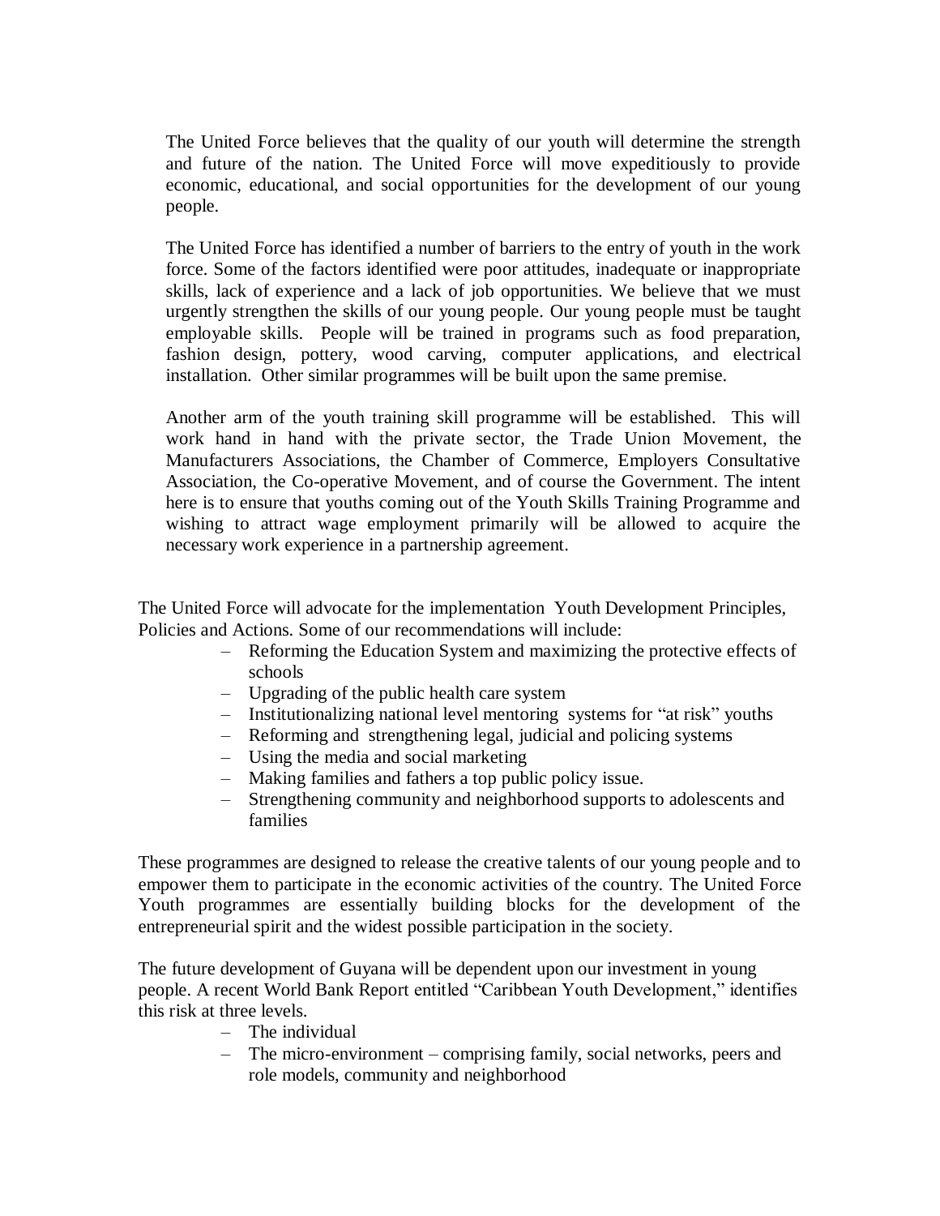The United Force believes that the quality of our youth will determine the strength and future of the nation. The United Force will move expeditiously to provide economic, educational, and social opportunities for the development of our young people.

The United Force has identified a number of barriers to the entry of youth in the work force. Some of the factors identified were poor attitudes, inadequate or inappropriate skills, lack of experience and a lack of job opportunities. We believe that we must urgently strengthen the skills of our young people. Our young people must be taught employable skills. People will be trained in programs such as food preparation, fashion design, pottery, wood carving, computer applications, and electrical installation. Other similar programmes will be built upon the same premise.

Another arm of the youth training skill programme will be established. This will work hand in hand with the private sector, the Trade Union Movement, the Manufacturers Associations, the Chamber of Commerce, Employers Consultative Association, the Co-operative Movement, and of course the Government. The intent here is to ensure that youths coming out of the Youth Skills Training Programme and wishing to attract wage employment primarily will be allowed to acquire the necessary work experience in a partnership agreement.

The United Force will advocate for the implementation Youth Development Principles, Policies and Actions. Some of our recommendations will include:

- Reforming the Education System and maximizing the protective effects of schools
- Upgrading of the public health care system
- Institutionalizing national level mentoring systems for "at risk" youths
- Reforming and strengthening legal, judicial and policing systems
- Using the media and social marketing
- Making families and fathers a top public policy issue.
- Strengthening community and neighborhood supports to adolescents and families

These programmes are designed to release the creative talents of our young people and to empower them to participate in the economic activities of the country. The United Force Youth programmes are essentially building blocks for the development of the entrepreneurial spirit and the widest possible participation in the society.

The future development of Guyana will be dependent upon our investment in young people. A recent World Bank Report entitled "Caribbean Youth Development," identifies this risk at three levels.

- The individual
- The micro-environment – comprising family, social networks, peers and role models, community and neighborhood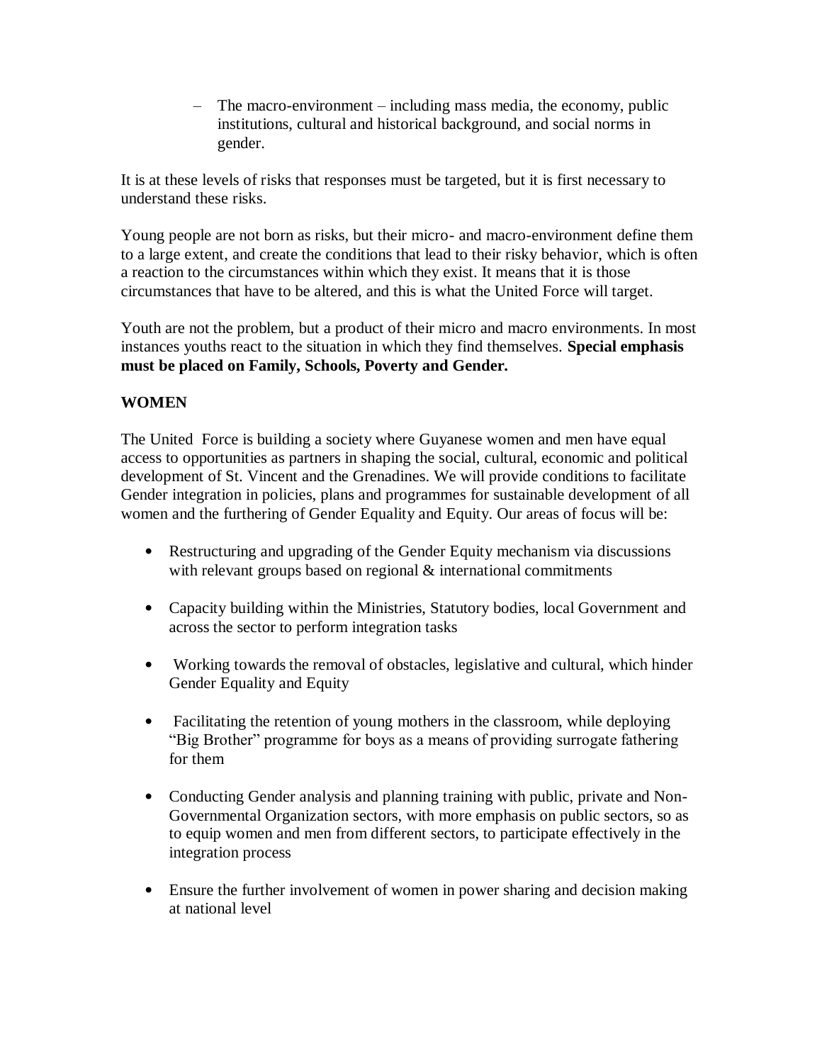- The macro-environment – including mass media, the economy, public institutions, cultural and historical background, and social norms in gender.

It is at these levels of risks that responses must be targeted, but it is first necessary to understand these risks.

Young people are not born as risks, but their micro- and macro-environment define them to a large extent, and create the conditions that lead to their risky behavior, which is often a reaction to the circumstances within which they exist. It means that it is those circumstances that have to be altered, and this is what the United Force will target.

Youth are not the problem, but a product of their micro and macro environments. In most instances youths react to the situation in which they find themselves. **Special emphasis must be placed on Family, Schools, Poverty and Gender.**

## WOMEN

The United Force is building a society where Guyanese women and men have equal access to opportunities as partners in shaping the social, cultural, economic and political development of St. Vincent and the Grenadines. We will provide conditions to facilitate Gender integration in policies, plans and programmes for sustainable development of all women and the furthering of Gender Equality and Equity. Our areas of focus will be:

- Restructuring and upgrading of the Gender Equity mechanism via discussions with relevant groups based on regional & international commitments
- Capacity building within the Ministries, Statutory bodies, local Government and across the sector to perform integration tasks
- Working towards the removal of obstacles, legislative and cultural, which hinder Gender Equality and Equity
- Facilitating the retention of young mothers in the classroom, while deploying "Big Brother" programme for boys as a means of providing surrogate fathering for them
- Conducting Gender analysis and planning training with public, private and Non-Governmental Organization sectors, with more emphasis on public sectors, so as to equip women and men from different sectors, to participate effectively in the integration process
- Ensure the further involvement of women in power sharing and decision making at national level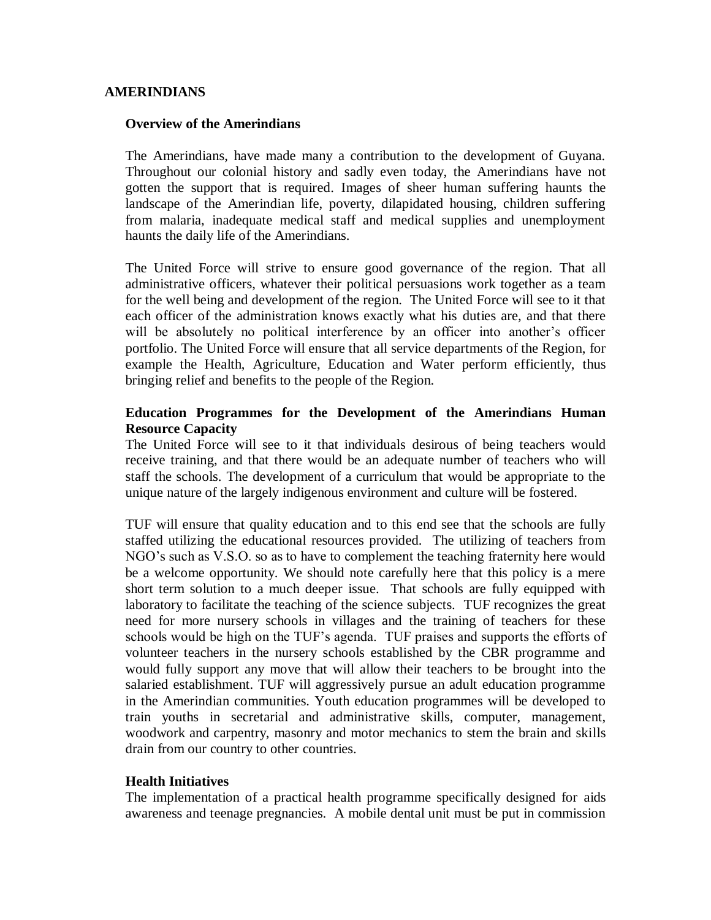## AMERINDIANS

### Overview of the Amerindians

The Amerindians, have made many a contribution to the development of Guyana. Throughout our colonial history and sadly even today, the Amerindians have not gotten the support that is required. Images of sheer human suffering haunts the landscape of the Amerindian life, poverty, dilapidated housing, children suffering from malaria, inadequate medical staff and medical supplies and unemployment haunts the daily life of the Amerindians.

The United Force will strive to ensure good governance of the region. That all administrative officers, whatever their political persuasions work together as a team for the well being and development of the region. The United Force will see to it that each officer of the administration knows exactly what his duties are, and that there will be absolutely no political interference by an officer into another's officer portfolio. The United Force will ensure that all service departments of the Region, for example the Health, Agriculture, Education and Water perform efficiently, thus bringing relief and benefits to the people of the Region.

### Education Programmes for the Development of the Amerindians Human Resource Capacity

The United Force will see to it that individuals desirous of being teachers would receive training, and that there would be an adequate number of teachers who will staff the schools. The development of a curriculum that would be appropriate to the unique nature of the largely indigenous environment and culture will be fostered.

TUF will ensure that quality education and to this end see that the schools are fully staffed utilizing the educational resources provided. The utilizing of teachers from NGO's such as V.S.O. so as to have to complement the teaching fraternity here would be a welcome opportunity. We should note carefully here that this policy is a mere short term solution to a much deeper issue. That schools are fully equipped with laboratory to facilitate the teaching of the science subjects. TUF recognizes the great need for more nursery schools in villages and the training of teachers for these schools would be high on the TUF's agenda. TUF praises and supports the efforts of volunteer teachers in the nursery schools established by the CBR programme and would fully support any move that will allow their teachers to be brought into the salaried establishment. TUF will aggressively pursue an adult education programme in the Amerindian communities. Youth education programmes will be developed to train youths in secretarial and administrative skills, computer, management, woodwork and carpentry, masonry and motor mechanics to stem the brain and skills drain from our country to other countries.

### Health Initiatives

The implementation of a practical health programme specifically designed for aids awareness and teenage pregnancies. A mobile dental unit must be put in commission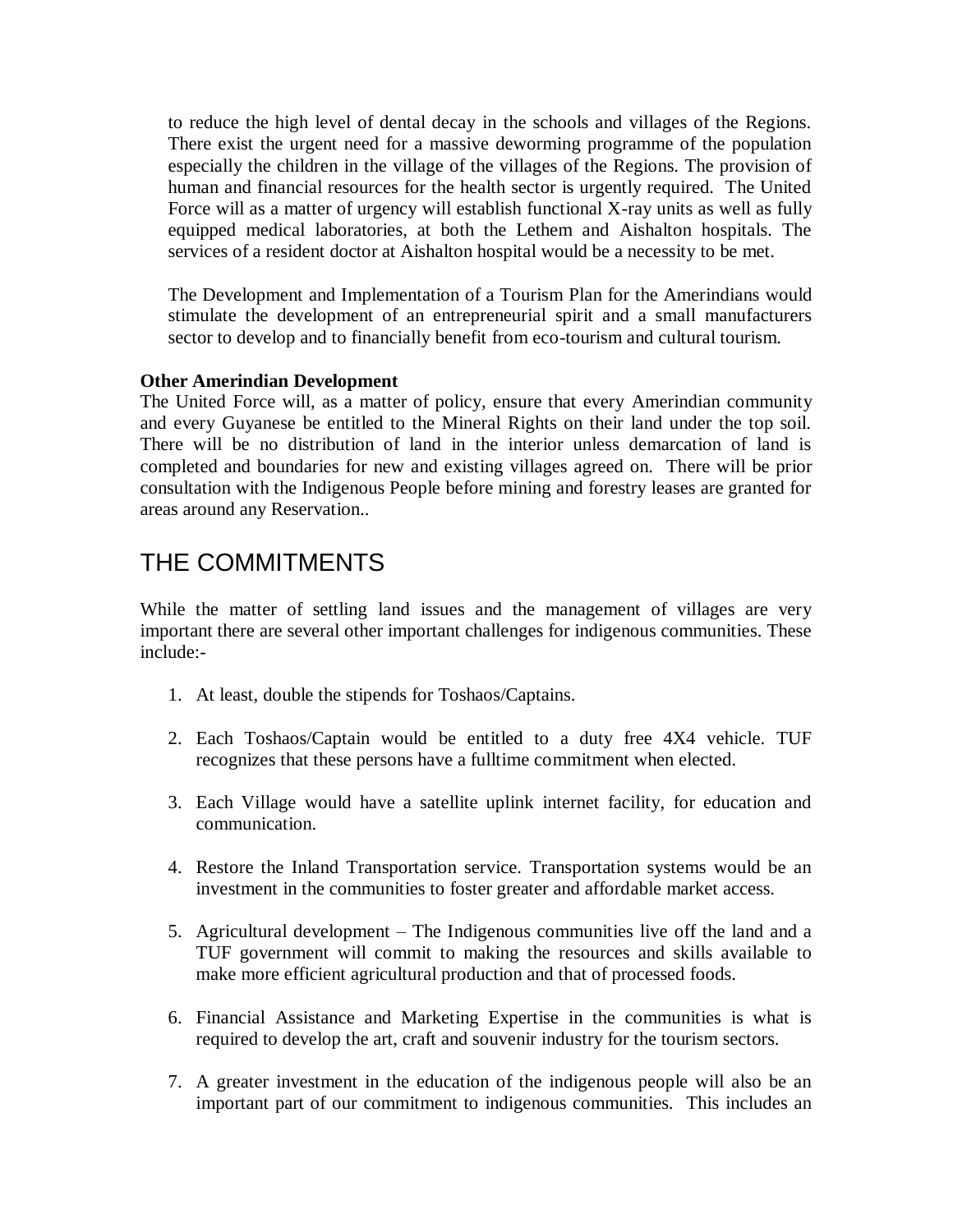to reduce the high level of dental decay in the schools and villages of the Regions. There exist the urgent need for a massive deworming programme of the population especially the children in the village of the villages of the Regions. The provision of human and financial resources for the health sector is urgently required. The United Force will as a matter of urgency will establish functional X-ray units as well as fully equipped medical laboratories, at both the Lethem and Aishalton hospitals. The services of a resident doctor at Aishalton hospital would be a necessity to be met.

The Development and Implementation of a Tourism Plan for the Amerindians would stimulate the development of an entrepreneurial spirit and a small manufacturers sector to develop and to financially benefit from eco-tourism and cultural tourism.

**Other Amerindian Development**

The United Force will, as a matter of policy, ensure that every Amerindian community and every Guyanese be entitled to the Mineral Rights on their land under the top soil. There will be no distribution of land in the interior unless demarcation of land is completed and boundaries for new and existing villages agreed on. There will be prior consultation with the Indigenous People before mining and forestry leases are granted for areas around any Reservation..

# THE COMMITMENTS

While the matter of settling land issues and the management of villages are very important there are several other important challenges for indigenous communities. These include:-

1. At least, double the stipends for Toshaos/Captains.

2. Each Toshaos/Captain would be entitled to a duty free 4X4 vehicle. TUF recognizes that these persons have a fulltime commitment when elected.

3. Each Village would have a satellite uplink internet facility, for education and communication.

4. Restore the Inland Transportation service. Transportation systems would be an investment in the communities to foster greater and affordable market access.

5. Agricultural development – The Indigenous communities live off the land and a TUF government will commit to making the resources and skills available to make more efficient agricultural production and that of processed foods.

6. Financial Assistance and Marketing Expertise in the communities is what is required to develop the art, craft and souvenir industry for the tourism sectors.

7. A greater investment in the education of the indigenous people will also be an important part of our commitment to indigenous communities. This includes an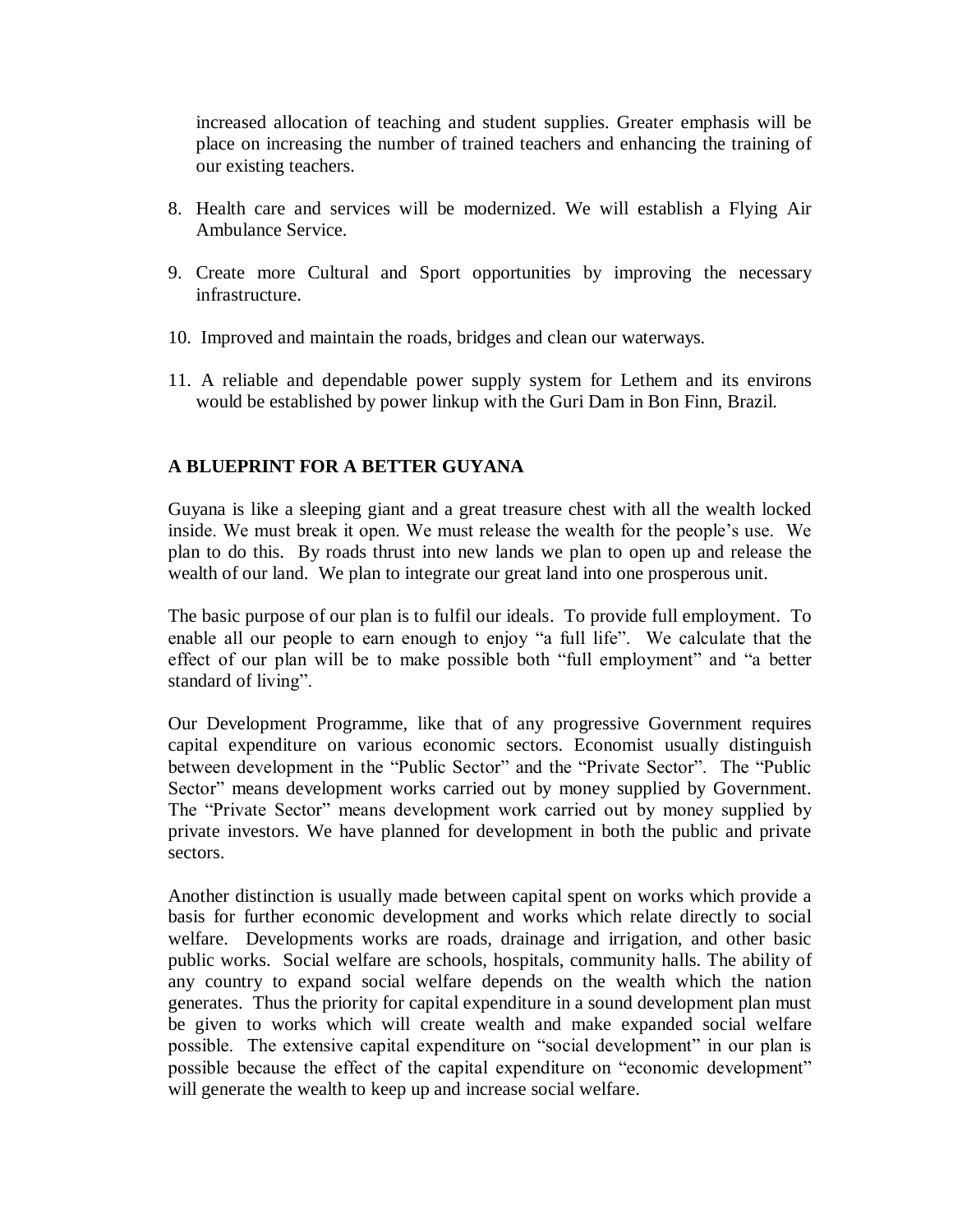increased allocation of teaching and student supplies. Greater emphasis will be place on increasing the number of trained teachers and enhancing the training of our existing teachers.

8. Health care and services will be modernized. We will establish a Flying Air Ambulance Service.

9. Create more Cultural and Sport opportunities by improving the necessary infrastructure.

10. Improved and maintain the roads, bridges and clean our waterways.

11. A reliable and dependable power supply system for Lethem and its environs would be established by power linkup with the Guri Dam in Bon Finn, Brazil.

## A BLUEPRINT FOR A BETTER GUYANA

Guyana is like a sleeping giant and a great treasure chest with all the wealth locked inside. We must break it open. We must release the wealth for the people's use. We plan to do this. By roads thrust into new lands we plan to open up and release the wealth of our land. We plan to integrate our great land into one prosperous unit.

The basic purpose of our plan is to fulfil our ideals. To provide full employment. To enable all our people to earn enough to enjoy "a full life". We calculate that the effect of our plan will be to make possible both "full employment" and "a better standard of living".

Our Development Programme, like that of any progressive Government requires capital expenditure on various economic sectors. Economist usually distinguish between development in the "Public Sector" and the "Private Sector". The "Public Sector" means development works carried out by money supplied by Government. The "Private Sector" means development work carried out by money supplied by private investors. We have planned for development in both the public and private sectors.

Another distinction is usually made between capital spent on works which provide a basis for further economic development and works which relate directly to social welfare. Developments works are roads, drainage and irrigation, and other basic public works. Social welfare are schools, hospitals, community halls. The ability of any country to expand social welfare depends on the wealth which the nation generates. Thus the priority for capital expenditure in a sound development plan must be given to works which will create wealth and make expanded social welfare possible. The extensive capital expenditure on "social development" in our plan is possible because the effect of the capital expenditure on "economic development" will generate the wealth to keep up and increase social welfare.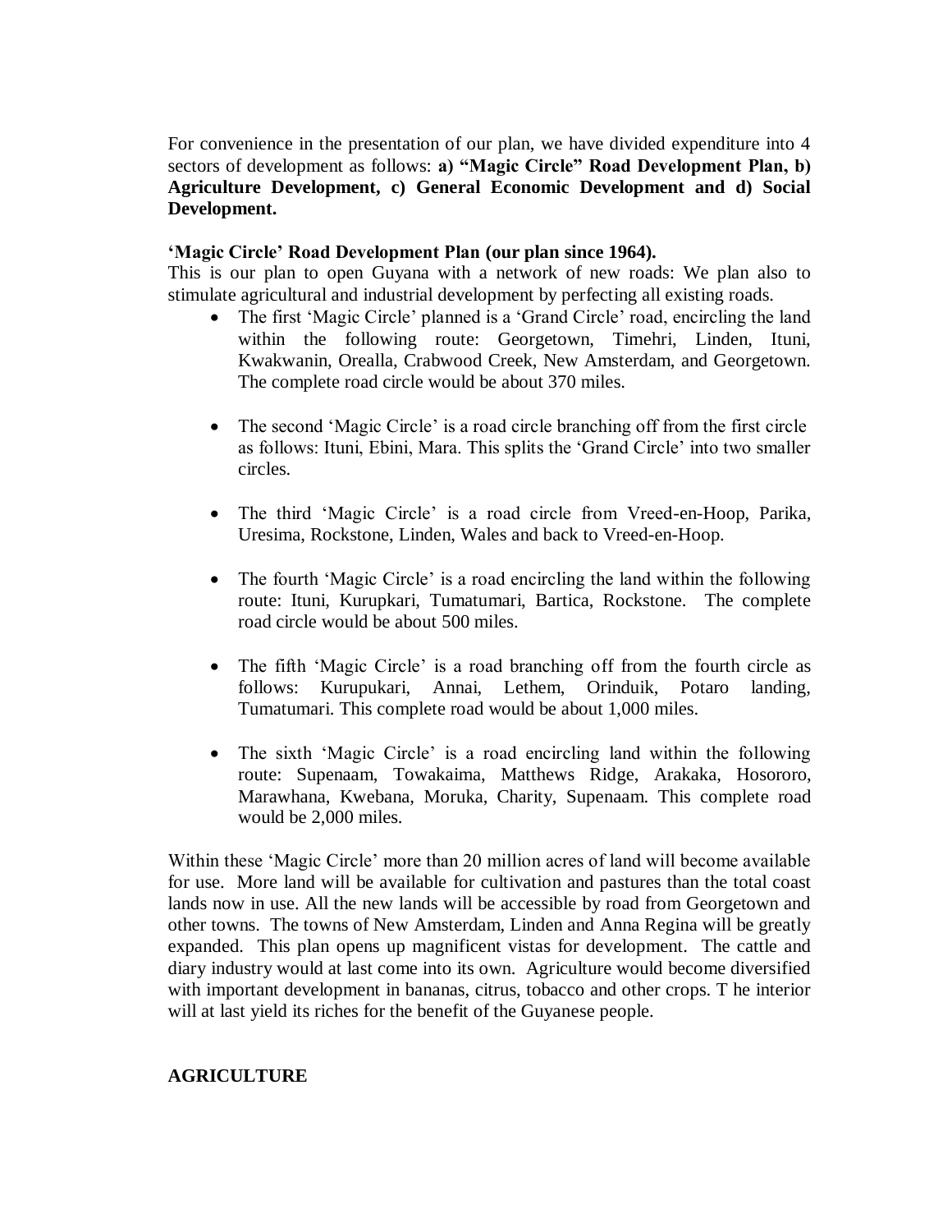For convenience in the presentation of our plan, we have divided expenditure into 4 sectors of development as follows: **a) "Magic Circle" Road Development Plan, b) Agriculture Development, c) General Economic Development and d) Social Development.**

**'Magic Circle' Road Development Plan (our plan since 1964).**

This is our plan to open Guyana with a network of new roads: We plan also to stimulate agricultural and industrial development by perfecting all existing roads.

- The first 'Magic Circle' planned is a 'Grand Circle' road, encircling the land within the following route: Georgetown, Timehri, Linden, Ituni, Kwakwanin, Orealla, Crabwood Creek, New Amsterdam, and Georgetown. The complete road circle would be about 370 miles.

- The second 'Magic Circle' is a road circle branching off from the first circle as follows: Ituni, Ebini, Mara. This splits the 'Grand Circle' into two smaller circles.

- The third 'Magic Circle' is a road circle from Vreed-en-Hoop, Parika, Uresima, Rockstone, Linden, Wales and back to Vreed-en-Hoop.

- The fourth 'Magic Circle' is a road encircling the land within the following route: Ituni, Kurupkari, Tumatumari, Bartica, Rockstone. The complete road circle would be about 500 miles.

- The fifth 'Magic Circle' is a road branching off from the fourth circle as follows: Kurupukari, Annai, Lethem, Orinduik, Potaro landing, Tumatumari. This complete road would be about 1,000 miles.

- The sixth 'Magic Circle' is a road encircling land within the following route: Supenaam, Towakaima, Matthews Ridge, Arakaka, Hosororo, Marawhana, Kwebana, Moruka, Charity, Supenaam. This complete road would be 2,000 miles.

Within these 'Magic Circle' more than 20 million acres of land will become available for use. More land will be available for cultivation and pastures than the total coast lands now in use. All the new lands will be accessible by road from Georgetown and other towns. The towns of New Amsterdam, Linden and Anna Regina will be greatly expanded. This plan opens up magnificent vistas for development. The cattle and diary industry would at last come into its own. Agriculture would become diversified with important development in bananas, citrus, tobacco and other crops. T he interior will at last yield its riches for the benefit of the Guyanese people.

**AGRICULTURE**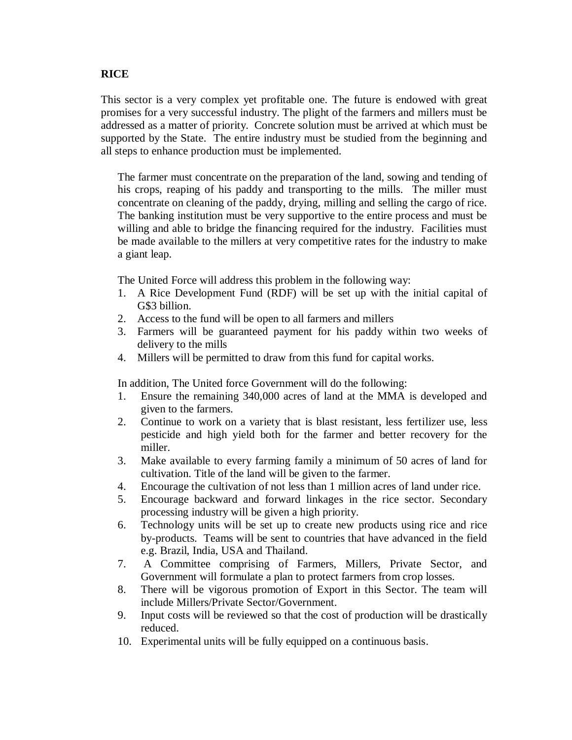## RICE

This sector is a very complex yet profitable one. The future is endowed with great promises for a very successful industry. The plight of the farmers and millers must be addressed as a matter of priority. Concrete solution must be arrived at which must be supported by the State. The entire industry must be studied from the beginning and all steps to enhance production must be implemented.

The farmer must concentrate on the preparation of the land, sowing and tending of his crops, reaping of his paddy and transporting to the mills. The miller must concentrate on cleaning of the paddy, drying, milling and selling the cargo of rice. The banking institution must be very supportive to the entire process and must be willing and able to bridge the financing required for the industry. Facilities must be made available to the millers at very competitive rates for the industry to make a giant leap.

The United Force will address this problem in the following way:

1. A Rice Development Fund (RDF) will be set up with the initial capital of G$3 billion.
2. Access to the fund will be open to all farmers and millers
3. Farmers will be guaranteed payment for his paddy within two weeks of delivery to the mills
4. Millers will be permitted to draw from this fund for capital works.

In addition, The United force Government will do the following:

1. Ensure the remaining 340,000 acres of land at the MMA is developed and given to the farmers.
2. Continue to work on a variety that is blast resistant, less fertilizer use, less pesticide and high yield both for the farmer and better recovery for the miller.
3. Make available to every farming family a minimum of 50 acres of land for cultivation. Title of the land will be given to the farmer.
4. Encourage the cultivation of not less than 1 million acres of land under rice.
5. Encourage backward and forward linkages in the rice sector. Secondary processing industry will be given a high priority.
6. Technology units will be set up to create new products using rice and rice by-products. Teams will be sent to countries that have advanced in the field e.g. Brazil, India, USA and Thailand.
7. A Committee comprising of Farmers, Millers, Private Sector, and Government will formulate a plan to protect farmers from crop losses.
8. There will be vigorous promotion of Export in this Sector. The team will include Millers/Private Sector/Government.
9. Input costs will be reviewed so that the cost of production will be drastically reduced.
10. Experimental units will be fully equipped on a continuous basis.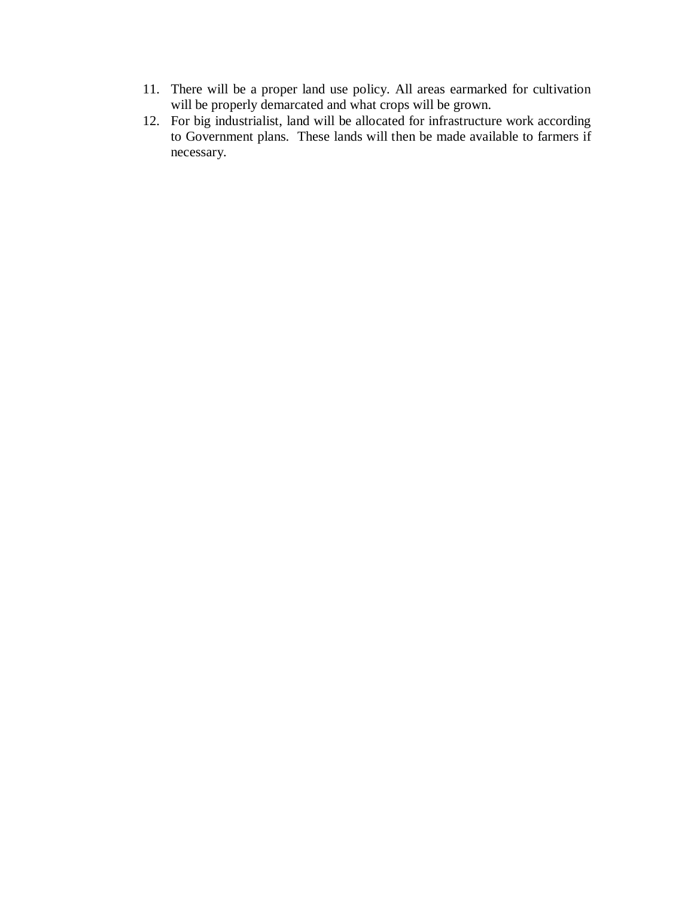11. There will be a proper land use policy. All areas earmarked for cultivation will be properly demarcated and what crops will be grown.
12. For big industrialist, land will be allocated for infrastructure work according to Government plans. These lands will then be made available to farmers if necessary.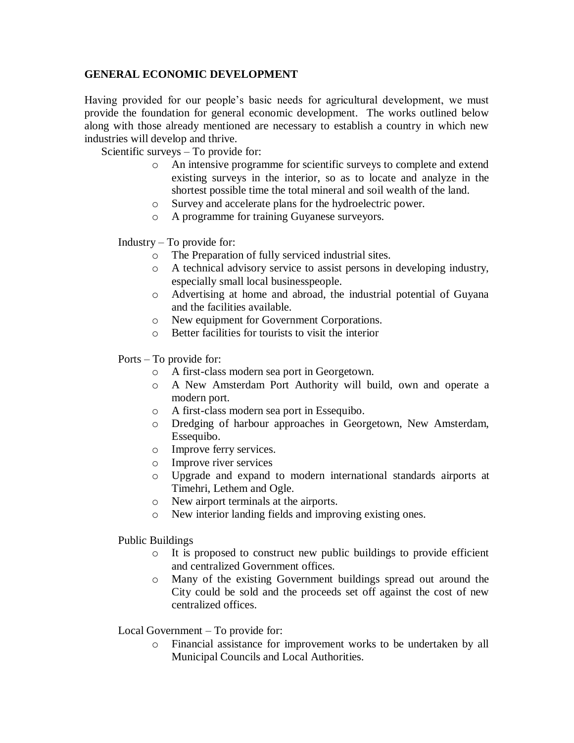## GENERAL ECONOMIC DEVELOPMENT

Having provided for our people's basic needs for agricultural development, we must provide the foundation for general economic development. The works outlined below along with those already mentioned are necessary to establish a country in which new industries will develop and thrive.

Scientific surveys – To provide for:

- An intensive programme for scientific surveys to complete and extend existing surveys in the interior, so as to locate and analyze in the shortest possible time the total mineral and soil wealth of the land.
- Survey and accelerate plans for the hydroelectric power.
- A programme for training Guyanese surveyors.

Industry – To provide for:

- The Preparation of fully serviced industrial sites.
- A technical advisory service to assist persons in developing industry, especially small local businesspeople.
- Advertising at home and abroad, the industrial potential of Guyana and the facilities available.
- New equipment for Government Corporations.
- Better facilities for tourists to visit the interior

Ports – To provide for:

- A first-class modern sea port in Georgetown.
- A New Amsterdam Port Authority will build, own and operate a modern port.
- A first-class modern sea port in Essequibo.
- Dredging of harbour approaches in Georgetown, New Amsterdam, Essequibo.
- Improve ferry services.
- Improve river services
- Upgrade and expand to modern international standards airports at Timehri, Lethem and Ogle.
- New airport terminals at the airports.
- New interior landing fields and improving existing ones.

Public Buildings

- It is proposed to construct new public buildings to provide efficient and centralized Government offices.
- Many of the existing Government buildings spread out around the City could be sold and the proceeds set off against the cost of new centralized offices.

Local Government – To provide for:

- Financial assistance for improvement works to be undertaken by all Municipal Councils and Local Authorities.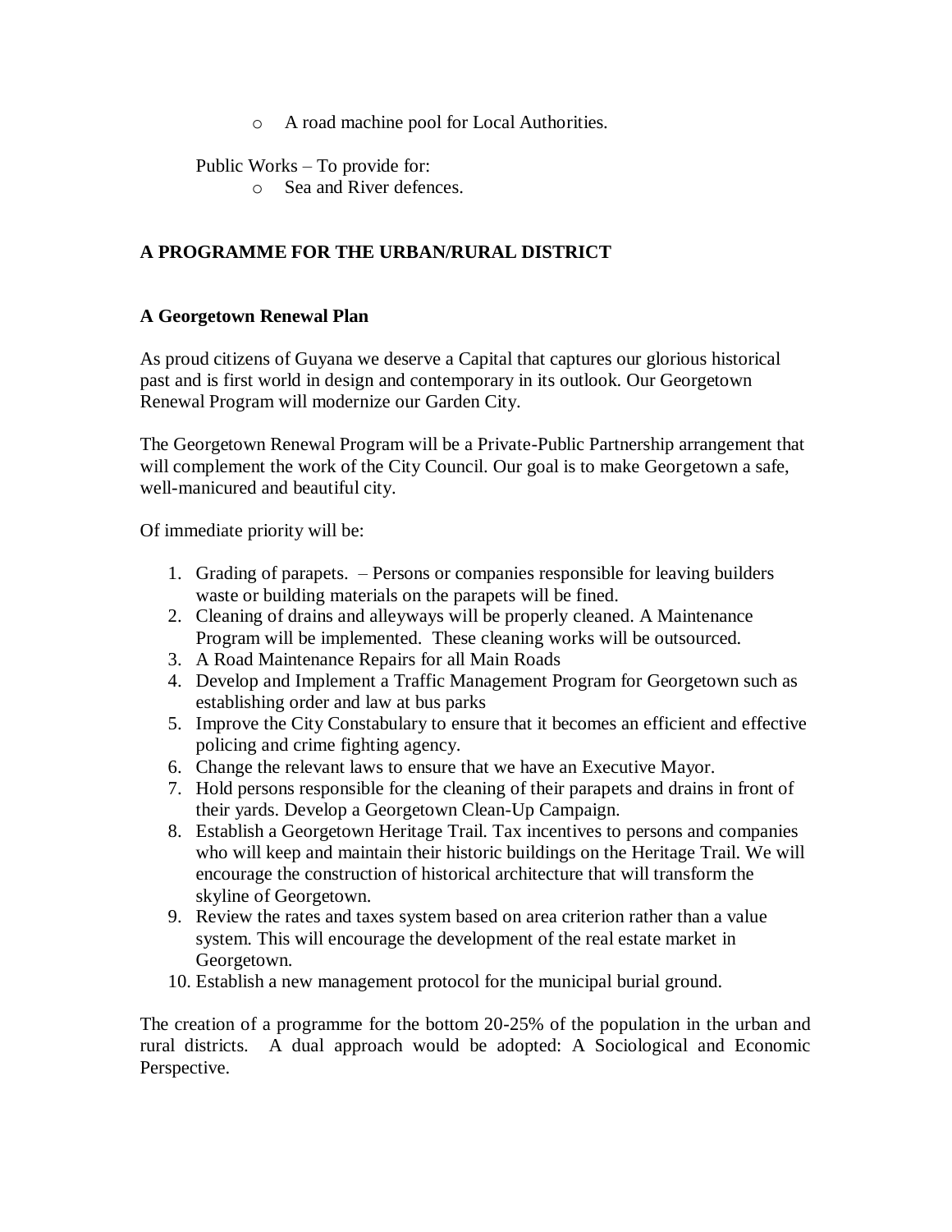- A road machine pool for Local Authorities.

Public Works – To provide for:

- Sea and River defences.

## A PROGRAMME FOR THE URBAN/RURAL DISTRICT

### A Georgetown Renewal Plan

As proud citizens of Guyana we deserve a Capital that captures our glorious historical past and is first world in design and contemporary in its outlook. Our Georgetown Renewal Program will modernize our Garden City.

The Georgetown Renewal Program will be a Private-Public Partnership arrangement that will complement the work of the City Council. Our goal is to make Georgetown a safe, well-manicured and beautiful city.

Of immediate priority will be:

1. Grading of parapets. – Persons or companies responsible for leaving builders waste or building materials on the parapets will be fined.
2. Cleaning of drains and alleyways will be properly cleaned. A Maintenance Program will be implemented. These cleaning works will be outsourced.
3. A Road Maintenance Repairs for all Main Roads
4. Develop and Implement a Traffic Management Program for Georgetown such as establishing order and law at bus parks
5. Improve the City Constabulary to ensure that it becomes an efficient and effective policing and crime fighting agency.
6. Change the relevant laws to ensure that we have an Executive Mayor.
7. Hold persons responsible for the cleaning of their parapets and drains in front of their yards. Develop a Georgetown Clean-Up Campaign.
8. Establish a Georgetown Heritage Trail. Tax incentives to persons and companies who will keep and maintain their historic buildings on the Heritage Trail. We will encourage the construction of historical architecture that will transform the skyline of Georgetown.
9. Review the rates and taxes system based on area criterion rather than a value system. This will encourage the development of the real estate market in Georgetown.
10. Establish a new management protocol for the municipal burial ground.

The creation of a programme for the bottom 20-25% of the population in the urban and rural districts. A dual approach would be adopted: A Sociological and Economic Perspective.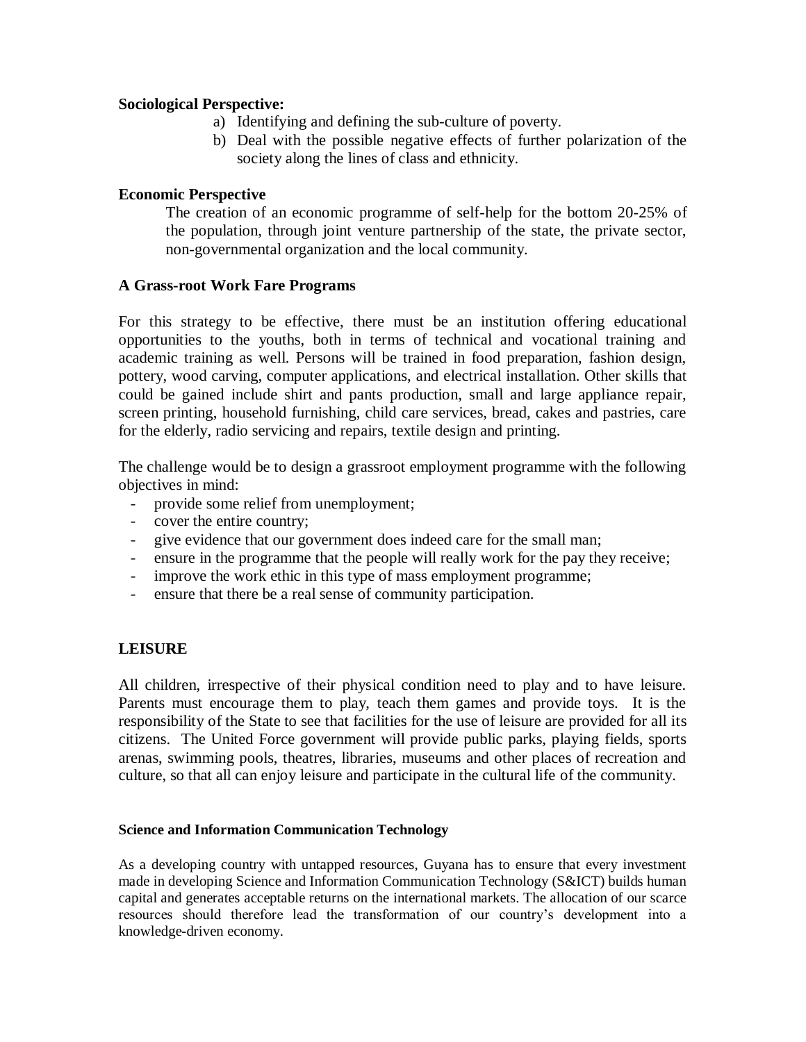**Sociological Perspective:**

a) Identifying and defining the sub-culture of poverty.
b) Deal with the possible negative effects of further polarization of the society along the lines of class and ethnicity.

**Economic Perspective**

The creation of an economic programme of self-help for the bottom 20-25% of the population, through joint venture partnership of the state, the private sector, non-governmental organization and the local community.

**A Grass-root Work Fare Programs**

For this strategy to be effective, there must be an institution offering educational opportunities to the youths, both in terms of technical and vocational training and academic training as well. Persons will be trained in food preparation, fashion design, pottery, wood carving, computer applications, and electrical installation. Other skills that could be gained include shirt and pants production, small and large appliance repair, screen printing, household furnishing, child care services, bread, cakes and pastries, care for the elderly, radio servicing and repairs, textile design and printing.

The challenge would be to design a grassroot employment programme with the following objectives in mind:

- provide some relief from unemployment;
- cover the entire country;
- give evidence that our government does indeed care for the small man;
- ensure in the programme that the people will really work for the pay they receive;
- improve the work ethic in this type of mass employment programme;
- ensure that there be a real sense of community participation.

## LEISURE

All children, irrespective of their physical condition need to play and to have leisure. Parents must encourage them to play, teach them games and provide toys. It is the responsibility of the State to see that facilities for the use of leisure are provided for all its citizens. The United Force government will provide public parks, playing fields, sports arenas, swimming pools, theatres, libraries, museums and other places of recreation and culture, so that all can enjoy leisure and participate in the cultural life of the community.

**Science and Information Communication Technology**

As a developing country with untapped resources, Guyana has to ensure that every investment made in developing Science and Information Communication Technology (S&ICT) builds human capital and generates acceptable returns on the international markets. The allocation of our scarce resources should therefore lead the transformation of our country's development into a knowledge-driven economy.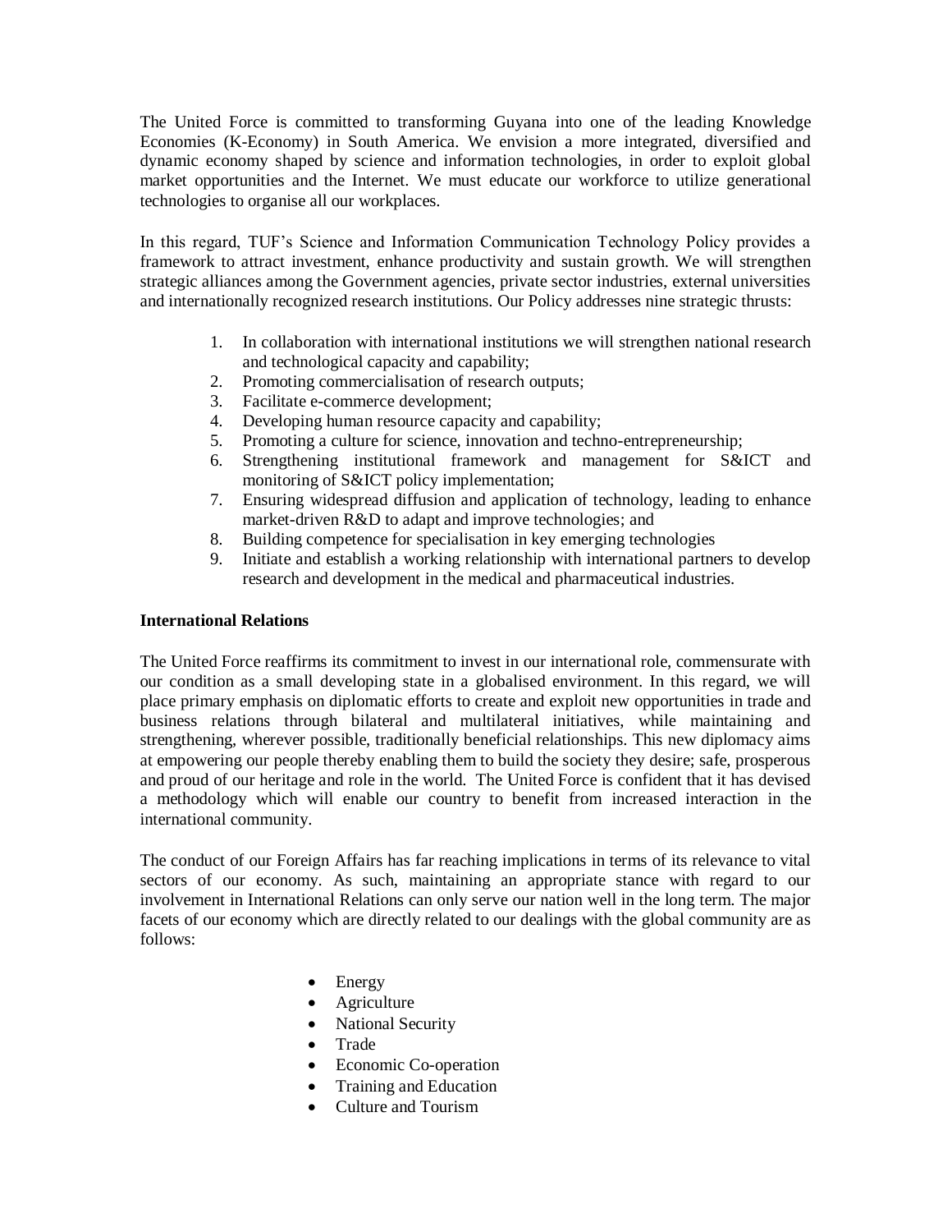The United Force is committed to transforming Guyana into one of the leading Knowledge Economies (K-Economy) in South America. We envision a more integrated, diversified and dynamic economy shaped by science and information technologies, in order to exploit global market opportunities and the Internet. We must educate our workforce to utilize generational technologies to organise all our workplaces.

In this regard, TUF's Science and Information Communication Technology Policy provides a framework to attract investment, enhance productivity and sustain growth. We will strengthen strategic alliances among the Government agencies, private sector industries, external universities and internationally recognized research institutions. Our Policy addresses nine strategic thrusts:

1. In collaboration with international institutions we will strengthen national research and technological capacity and capability;
2. Promoting commercialisation of research outputs;
3. Facilitate e-commerce development;
4. Developing human resource capacity and capability;
5. Promoting a culture for science, innovation and techno-entrepreneurship;
6. Strengthening institutional framework and management for S&ICT and monitoring of S&ICT policy implementation;
7. Ensuring widespread diffusion and application of technology, leading to enhance market-driven R&D to adapt and improve technologies; and
8. Building competence for specialisation in key emerging technologies
9. Initiate and establish a working relationship with international partners to develop research and development in the medical and pharmaceutical industries.

**International Relations**

The United Force reaffirms its commitment to invest in our international role, commensurate with our condition as a small developing state in a globalised environment. In this regard, we will place primary emphasis on diplomatic efforts to create and exploit new opportunities in trade and business relations through bilateral and multilateral initiatives, while maintaining and strengthening, wherever possible, traditionally beneficial relationships. This new diplomacy aims at empowering our people thereby enabling them to build the society they desire; safe, prosperous and proud of our heritage and role in the world. The United Force is confident that it has devised a methodology which will enable our country to benefit from increased interaction in the international community.

The conduct of our Foreign Affairs has far reaching implications in terms of its relevance to vital sectors of our economy. As such, maintaining an appropriate stance with regard to our involvement in International Relations can only serve our nation well in the long term. The major facets of our economy which are directly related to our dealings with the global community are as follows:

- Energy
- Agriculture
- National Security
- Trade
- Economic Co-operation
- Training and Education
- Culture and Tourism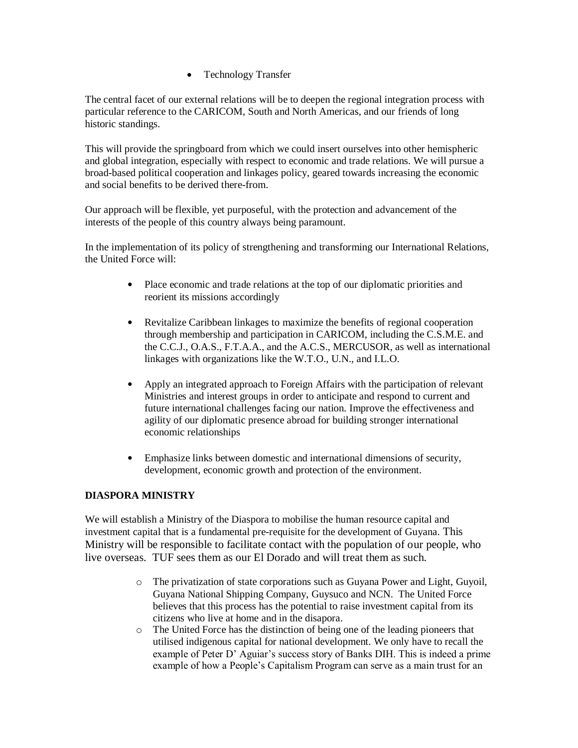- Technology Transfer

The central facet of our external relations will be to deepen the regional integration process with particular reference to the CARICOM, South and North Americas, and our friends of long historic standings.

This will provide the springboard from which we could insert ourselves into other hemispheric and global integration, especially with respect to economic and trade relations. We will pursue a broad-based political cooperation and linkages policy, geared towards increasing the economic and social benefits to be derived there-from.

Our approach will be flexible, yet purposeful, with the protection and advancement of the interests of the people of this country always being paramount.

In the implementation of its policy of strengthening and transforming our International Relations, the United Force will:

- Place economic and trade relations at the top of our diplomatic priorities and reorient its missions accordingly

- Revitalize Caribbean linkages to maximize the benefits of regional cooperation through membership and participation in CARICOM, including the C.S.M.E. and the C.C.J., O.A.S., F.T.A.A., and the A.C.S., MERCUSOR, as well as international linkages with organizations like the W.T.O., U.N., and I.L.O.

- Apply an integrated approach to Foreign Affairs with the participation of relevant Ministries and interest groups in order to anticipate and respond to current and future international challenges facing our nation. Improve the effectiveness and agility of our diplomatic presence abroad for building stronger international economic relationships

- Emphasize links between domestic and international dimensions of security, development, economic growth and protection of the environment.

**DIASPORA MINISTRY**

We will establish a Ministry of the Diaspora to mobilise the human resource capital and investment capital that is a fundamental pre-requisite for the development of Guyana. This Ministry will be responsible to facilitate contact with the population of our people, who live overseas. TUF sees them as our El Dorado and will treat them as such.

- The privatization of state corporations such as Guyana Power and Light, Guyoil, Guyana National Shipping Company, Guysuco and NCN. The United Force believes that this process has the potential to raise investment capital from its citizens who live at home and in the disapora.
- The United Force has the distinction of being one of the leading pioneers that utilised indigenous capital for national development. We only have to recall the example of Peter D' Aguiar's success story of Banks DIH. This is indeed a prime example of how a People's Capitalism Program can serve as a main trust for an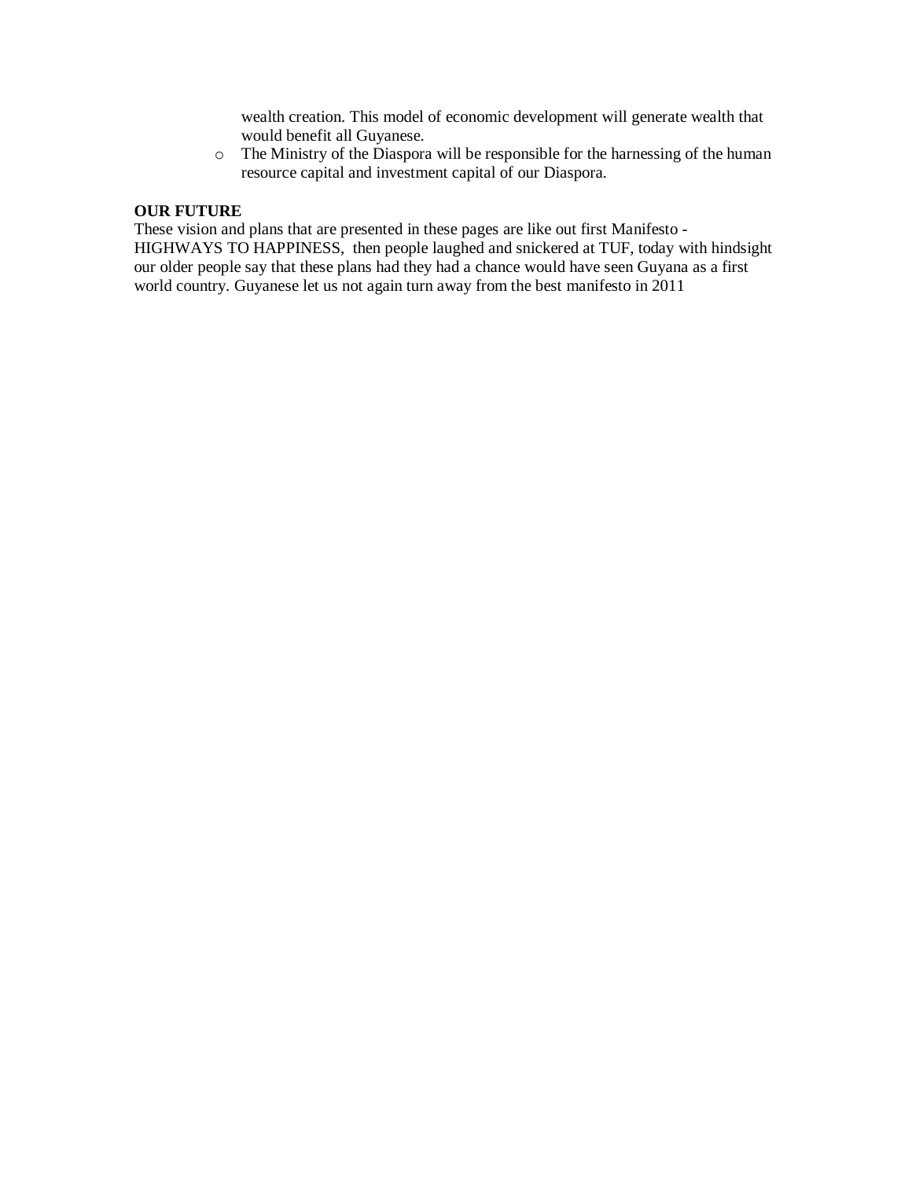wealth creation. This model of economic development will generate wealth that would benefit all Guyanese.

- The Ministry of the Diaspora will be responsible for the harnessing of the human resource capital and investment capital of our Diaspora.

**OUR FUTURE**

These vision and plans that are presented in these pages are like out first Manifesto - HIGHWAYS TO HAPPINESS, then people laughed and snickered at TUF, today with hindsight our older people say that these plans had they had a chance would have seen Guyana as a first world country. Guyanese let us not again turn away from the best manifesto in 2011